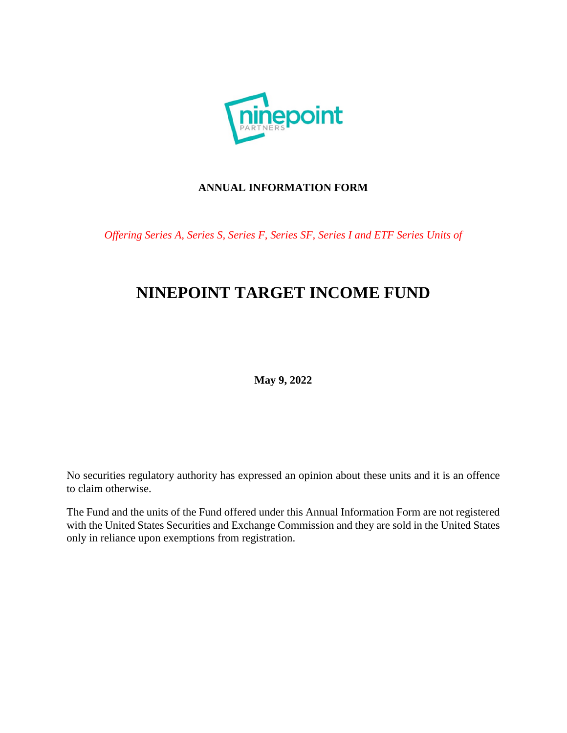ninepoint PARTNERS

**ANNUAL INFORMATION FORM**

*Offering Series A, Series S, Series F, Series SF, Series I and ETF Series Units of*

# NINEPOINT TARGET INCOME FUND

**May 9, 2022**

No securities regulatory authority has expressed an opinion about these units and it is an offence to claim otherwise.

The Fund and the units of the Fund offered under this Annual Information Form are not registered with the United States Securities and Exchange Commission and they are sold in the United States only in reliance upon exemptions from registration.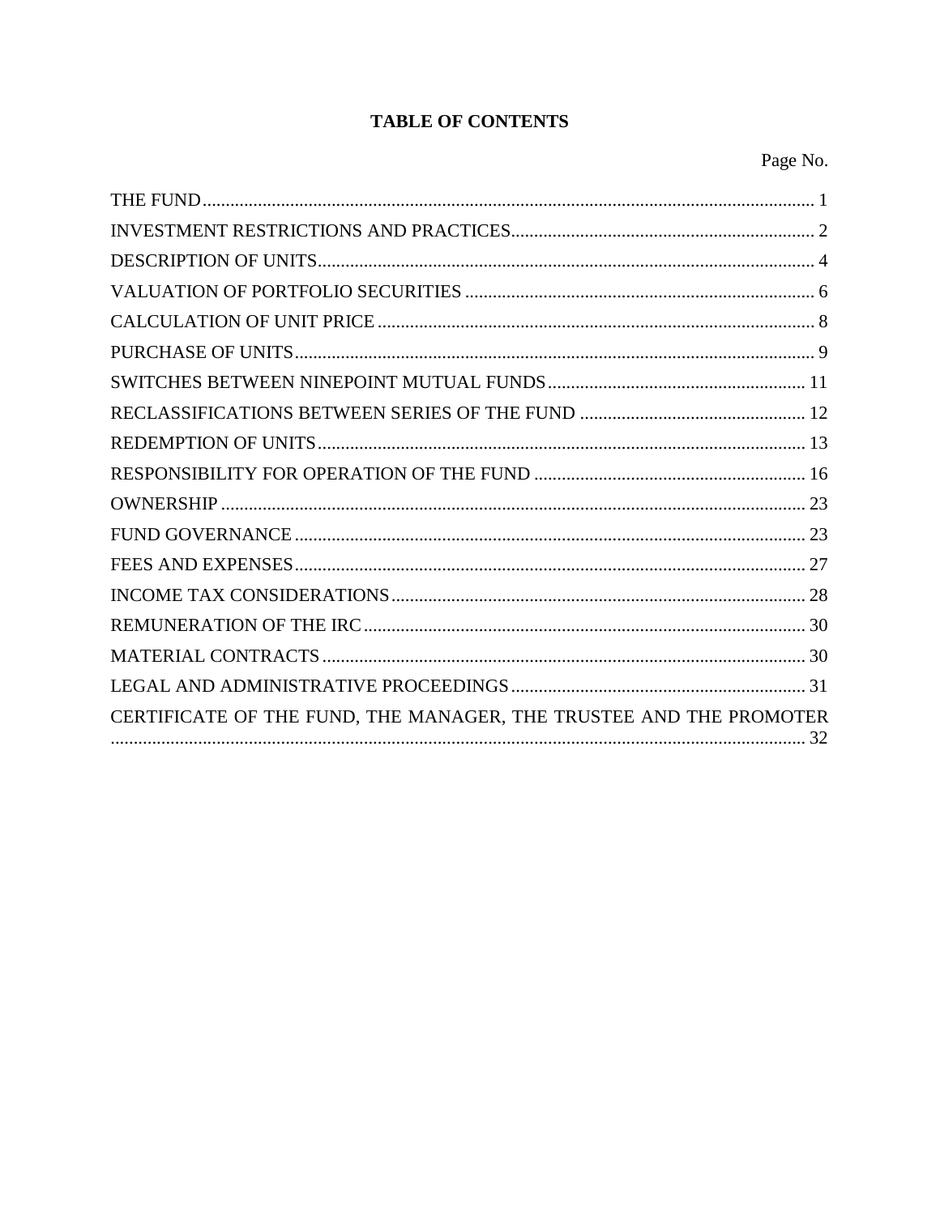# TABLE OF CONTENTS

| | Page No. |
|---|---|
| THE FUND | 1 |
| INVESTMENT RESTRICTIONS AND PRACTICES | 2 |
| DESCRIPTION OF UNITS | 4 |
| VALUATION OF PORTFOLIO SECURITIES | 6 |
| CALCULATION OF UNIT PRICE | 8 |
| PURCHASE OF UNITS | 9 |
| SWITCHES BETWEEN NINEPOINT MUTUAL FUNDS | 11 |
| RECLASSIFICATIONS BETWEEN SERIES OF THE FUND | 12 |
| REDEMPTION OF UNITS | 13 |
| RESPONSIBILITY FOR OPERATION OF THE FUND | 16 |
| OWNERSHIP | 23 |
| FUND GOVERNANCE | 23 |
| FEES AND EXPENSES | 27 |
| INCOME TAX CONSIDERATIONS | 28 |
| REMUNERATION OF THE IRC | 30 |
| MATERIAL CONTRACTS | 30 |
| LEGAL AND ADMINISTRATIVE PROCEEDINGS | 31 |
| CERTIFICATE OF THE FUND, THE MANAGER, THE TRUSTEE AND THE PROMOTER | 32 |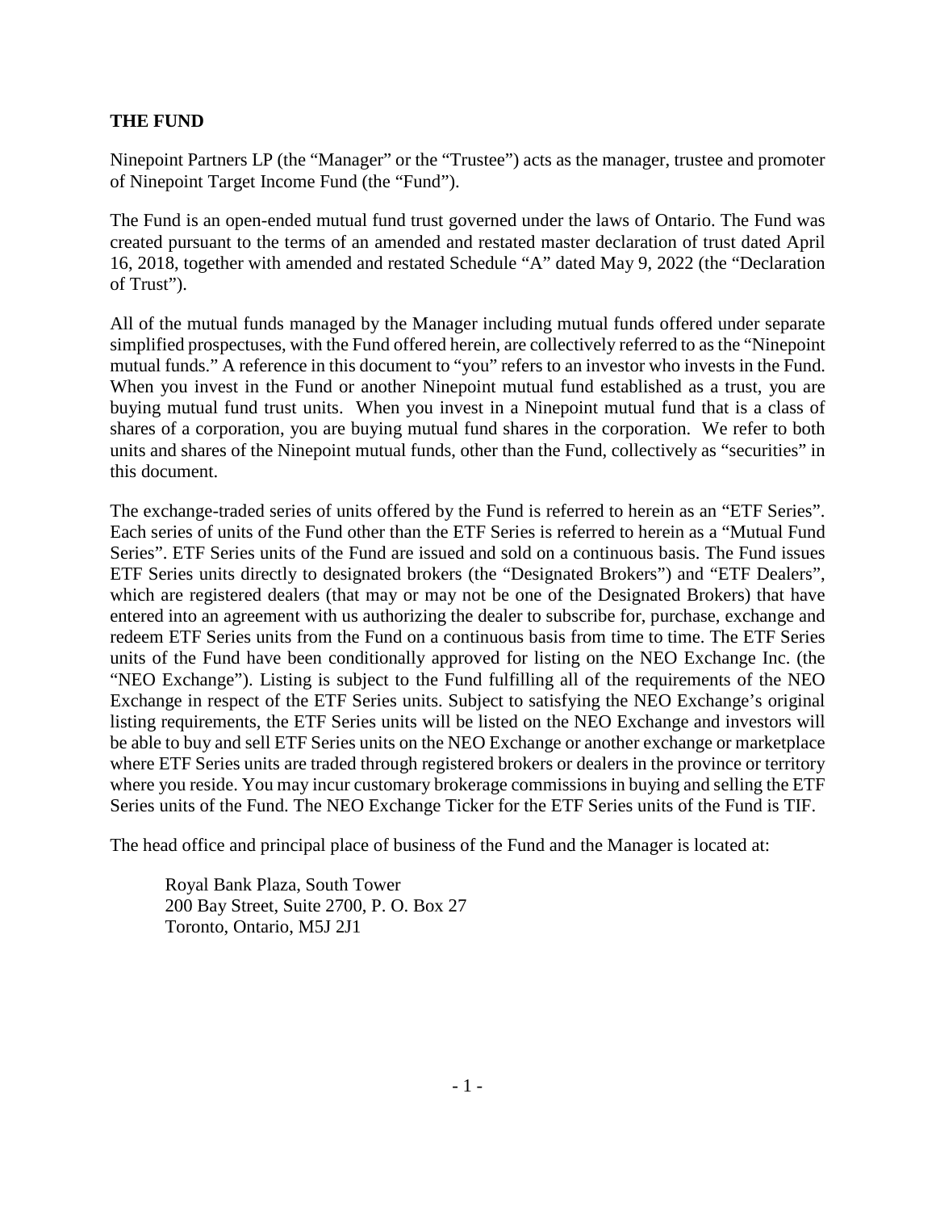## THE FUND

Ninepoint Partners LP (the "Manager" or the "Trustee") acts as the manager, trustee and promoter of Ninepoint Target Income Fund (the "Fund").

The Fund is an open-ended mutual fund trust governed under the laws of Ontario. The Fund was created pursuant to the terms of an amended and restated master declaration of trust dated April 16, 2018, together with amended and restated Schedule "A" dated May 9, 2022 (the "Declaration of Trust").

All of the mutual funds managed by the Manager including mutual funds offered under separate simplified prospectuses, with the Fund offered herein, are collectively referred to as the "Ninepoint mutual funds." A reference in this document to "you" refers to an investor who invests in the Fund. When you invest in the Fund or another Ninepoint mutual fund established as a trust, you are buying mutual fund trust units. When you invest in a Ninepoint mutual fund that is a class of shares of a corporation, you are buying mutual fund shares in the corporation. We refer to both units and shares of the Ninepoint mutual funds, other than the Fund, collectively as "securities" in this document.

The exchange-traded series of units offered by the Fund is referred to herein as an "ETF Series". Each series of units of the Fund other than the ETF Series is referred to herein as a "Mutual Fund Series". ETF Series units of the Fund are issued and sold on a continuous basis. The Fund issues ETF Series units directly to designated brokers (the "Designated Brokers") and "ETF Dealers", which are registered dealers (that may or may not be one of the Designated Brokers) that have entered into an agreement with us authorizing the dealer to subscribe for, purchase, exchange and redeem ETF Series units from the Fund on a continuous basis from time to time. The ETF Series units of the Fund have been conditionally approved for listing on the NEO Exchange Inc. (the "NEO Exchange"). Listing is subject to the Fund fulfilling all of the requirements of the NEO Exchange in respect of the ETF Series units. Subject to satisfying the NEO Exchange's original listing requirements, the ETF Series units will be listed on the NEO Exchange and investors will be able to buy and sell ETF Series units on the NEO Exchange or another exchange or marketplace where ETF Series units are traded through registered brokers or dealers in the province or territory where you reside. You may incur customary brokerage commissions in buying and selling the ETF Series units of the Fund. The NEO Exchange Ticker for the ETF Series units of the Fund is TIF.

The head office and principal place of business of the Fund and the Manager is located at:

Royal Bank Plaza, South Tower
200 Bay Street, Suite 2700, P. O. Box 27
Toronto, Ontario, M5J 2J1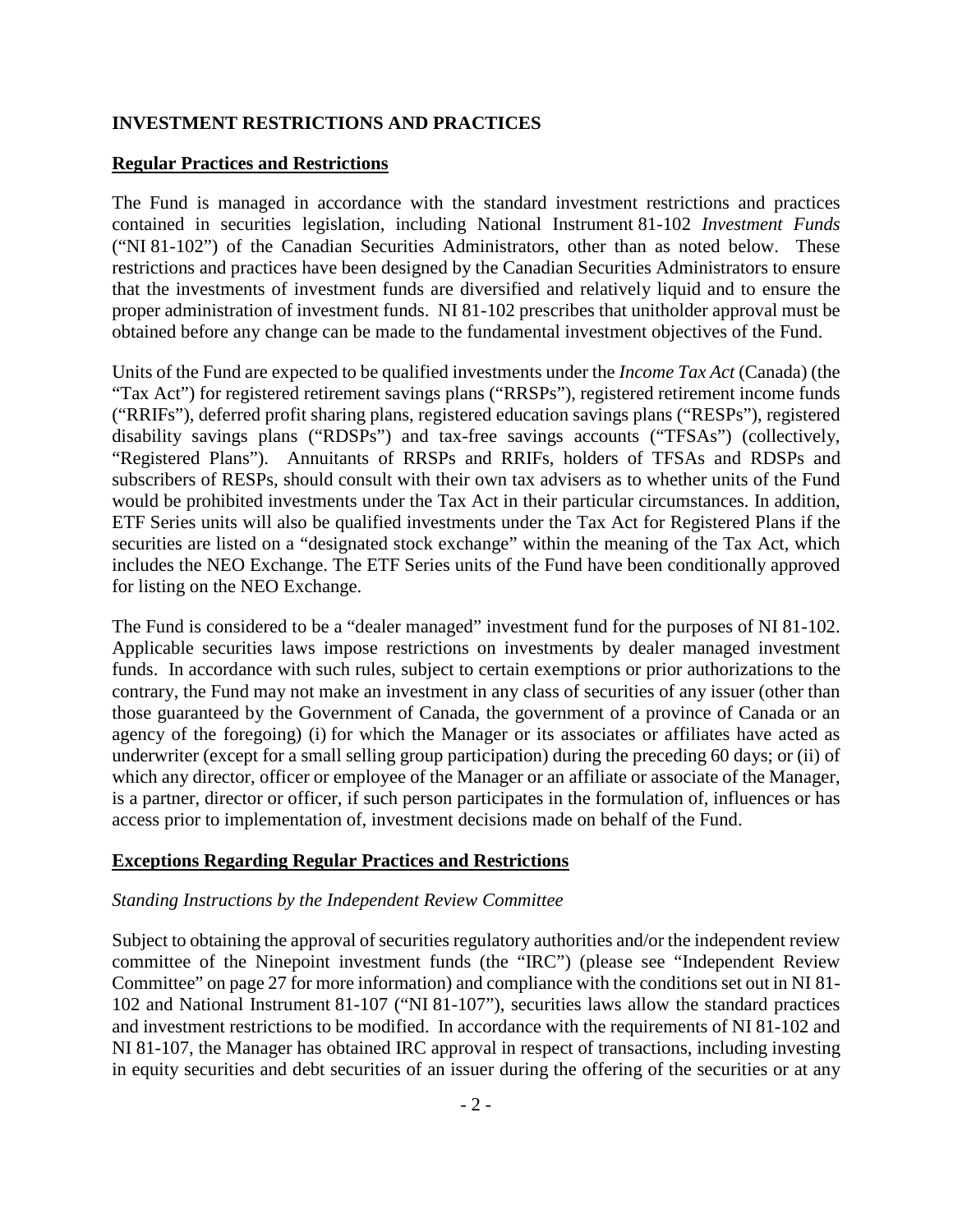## INVESTMENT RESTRICTIONS AND PRACTICES

### Regular Practices and Restrictions

The Fund is managed in accordance with the standard investment restrictions and practices contained in securities legislation, including National Instrument 81-102 *Investment Funds* ("NI 81-102") of the Canadian Securities Administrators, other than as noted below. These restrictions and practices have been designed by the Canadian Securities Administrators to ensure that the investments of investment funds are diversified and relatively liquid and to ensure the proper administration of investment funds. NI 81-102 prescribes that unitholder approval must be obtained before any change can be made to the fundamental investment objectives of the Fund.

Units of the Fund are expected to be qualified investments under the *Income Tax Act* (Canada) (the "Tax Act") for registered retirement savings plans ("RRSPs"), registered retirement income funds ("RRIFs"), deferred profit sharing plans, registered education savings plans ("RESPs"), registered disability savings plans ("RDSPs") and tax-free savings accounts ("TFSAs") (collectively, "Registered Plans"). Annuitants of RRSPs and RRIFs, holders of TFSAs and RDSPs and subscribers of RESPs, should consult with their own tax advisers as to whether units of the Fund would be prohibited investments under the Tax Act in their particular circumstances. In addition, ETF Series units will also be qualified investments under the Tax Act for Registered Plans if the securities are listed on a "designated stock exchange" within the meaning of the Tax Act, which includes the NEO Exchange. The ETF Series units of the Fund have been conditionally approved for listing on the NEO Exchange.

The Fund is considered to be a "dealer managed" investment fund for the purposes of NI 81-102. Applicable securities laws impose restrictions on investments by dealer managed investment funds. In accordance with such rules, subject to certain exemptions or prior authorizations to the contrary, the Fund may not make an investment in any class of securities of any issuer (other than those guaranteed by the Government of Canada, the government of a province of Canada or an agency of the foregoing) (i) for which the Manager or its associates or affiliates have acted as underwriter (except for a small selling group participation) during the preceding 60 days; or (ii) of which any director, officer or employee of the Manager or an affiliate or associate of the Manager, is a partner, director or officer, if such person participates in the formulation of, influences or has access prior to implementation of, investment decisions made on behalf of the Fund.

### Exceptions Regarding Regular Practices and Restrictions

*Standing Instructions by the Independent Review Committee*

Subject to obtaining the approval of securities regulatory authorities and/or the independent review committee of the Ninepoint investment funds (the "IRC") (please see "Independent Review Committee" on page 27 for more information) and compliance with the conditions set out in NI 81-102 and National Instrument 81-107 ("NI 81-107"), securities laws allow the standard practices and investment restrictions to be modified. In accordance with the requirements of NI 81-102 and NI 81-107, the Manager has obtained IRC approval in respect of transactions, including investing in equity securities and debt securities of an issuer during the offering of the securities or at any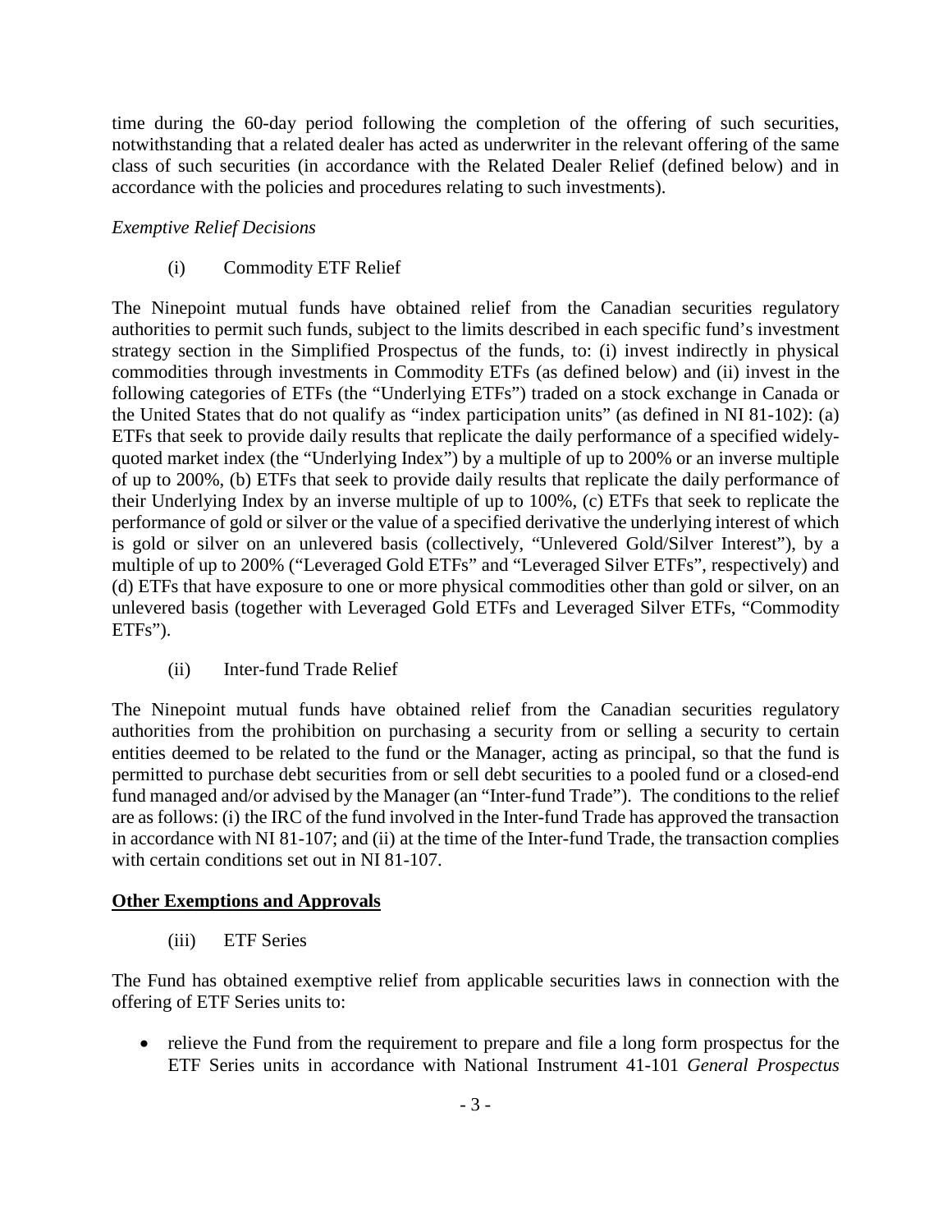time during the 60-day period following the completion of the offering of such securities, notwithstanding that a related dealer has acted as underwriter in the relevant offering of the same class of such securities (in accordance with the Related Dealer Relief (defined below) and in accordance with the policies and procedures relating to such investments).

*Exemptive Relief Decisions*

(i) Commodity ETF Relief

The Ninepoint mutual funds have obtained relief from the Canadian securities regulatory authorities to permit such funds, subject to the limits described in each specific fund's investment strategy section in the Simplified Prospectus of the funds, to: (i) invest indirectly in physical commodities through investments in Commodity ETFs (as defined below) and (ii) invest in the following categories of ETFs (the "Underlying ETFs") traded on a stock exchange in Canada or the United States that do not qualify as "index participation units" (as defined in NI 81-102): (a) ETFs that seek to provide daily results that replicate the daily performance of a specified widely-quoted market index (the "Underlying Index") by a multiple of up to 200% or an inverse multiple of up to 200%, (b) ETFs that seek to provide daily results that replicate the daily performance of their Underlying Index by an inverse multiple of up to 100%, (c) ETFs that seek to replicate the performance of gold or silver or the value of a specified derivative the underlying interest of which is gold or silver on an unlevered basis (collectively, "Unlevered Gold/Silver Interest"), by a multiple of up to 200% ("Leveraged Gold ETFs" and "Leveraged Silver ETFs", respectively) and (d) ETFs that have exposure to one or more physical commodities other than gold or silver, on an unlevered basis (together with Leveraged Gold ETFs and Leveraged Silver ETFs, "Commodity ETFs").

(ii) Inter-fund Trade Relief

The Ninepoint mutual funds have obtained relief from the Canadian securities regulatory authorities from the prohibition on purchasing a security from or selling a security to certain entities deemed to be related to the fund or the Manager, acting as principal, so that the fund is permitted to purchase debt securities from or sell debt securities to a pooled fund or a closed-end fund managed and/or advised by the Manager (an "Inter-fund Trade"). The conditions to the relief are as follows: (i) the IRC of the fund involved in the Inter-fund Trade has approved the transaction in accordance with NI 81-107; and (ii) at the time of the Inter-fund Trade, the transaction complies with certain conditions set out in NI 81-107.

**Other Exemptions and Approvals**

(iii) ETF Series

The Fund has obtained exemptive relief from applicable securities laws in connection with the offering of ETF Series units to:

- relieve the Fund from the requirement to prepare and file a long form prospectus for the ETF Series units in accordance with National Instrument 41-101 *General Prospectus*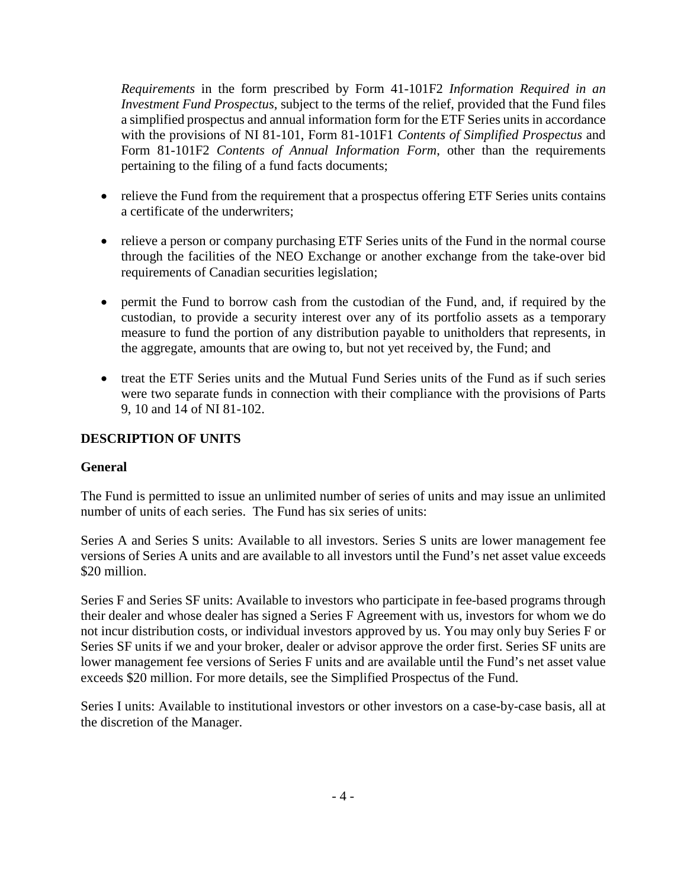*Requirements* in the form prescribed by Form 41-101F2 *Information Required in an Investment Fund Prospectus*, subject to the terms of the relief, provided that the Fund files a simplified prospectus and annual information form for the ETF Series units in accordance with the provisions of NI 81-101, Form 81-101F1 *Contents of Simplified Prospectus* and Form 81-101F2 *Contents of Annual Information Form*, other than the requirements pertaining to the filing of a fund facts documents;

- relieve the Fund from the requirement that a prospectus offering ETF Series units contains a certificate of the underwriters;
- relieve a person or company purchasing ETF Series units of the Fund in the normal course through the facilities of the NEO Exchange or another exchange from the take-over bid requirements of Canadian securities legislation;
- permit the Fund to borrow cash from the custodian of the Fund, and, if required by the custodian, to provide a security interest over any of its portfolio assets as a temporary measure to fund the portion of any distribution payable to unitholders that represents, in the aggregate, amounts that are owing to, but not yet received by, the Fund; and
- treat the ETF Series units and the Mutual Fund Series units of the Fund as if such series were two separate funds in connection with their compliance with the provisions of Parts 9, 10 and 14 of NI 81-102.

## DESCRIPTION OF UNITS

### General

The Fund is permitted to issue an unlimited number of series of units and may issue an unlimited number of units of each series. The Fund has six series of units:

Series A and Series S units: Available to all investors. Series S units are lower management fee versions of Series A units and are available to all investors until the Fund's net asset value exceeds $20 million.

Series F and Series SF units: Available to investors who participate in fee-based programs through their dealer and whose dealer has signed a Series F Agreement with us, investors for whom we do not incur distribution costs, or individual investors approved by us. You may only buy Series F or Series SF units if we and your broker, dealer or advisor approve the order first. Series SF units are lower management fee versions of Series F units and are available until the Fund's net asset value exceeds $20 million. For more details, see the Simplified Prospectus of the Fund.

Series I units: Available to institutional investors or other investors on a case-by-case basis, all at the discretion of the Manager.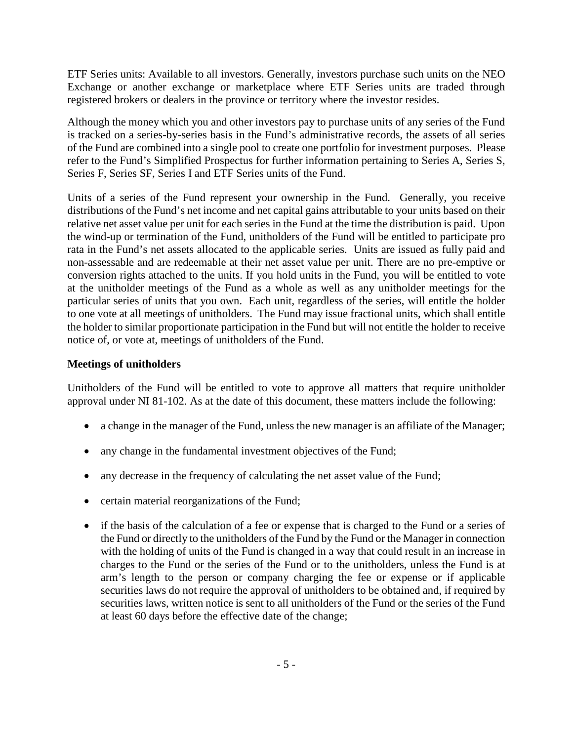ETF Series units: Available to all investors. Generally, investors purchase such units on the NEO Exchange or another exchange or marketplace where ETF Series units are traded through registered brokers or dealers in the province or territory where the investor resides.

Although the money which you and other investors pay to purchase units of any series of the Fund is tracked on a series-by-series basis in the Fund's administrative records, the assets of all series of the Fund are combined into a single pool to create one portfolio for investment purposes. Please refer to the Fund's Simplified Prospectus for further information pertaining to Series A, Series S, Series F, Series SF, Series I and ETF Series units of the Fund.

Units of a series of the Fund represent your ownership in the Fund. Generally, you receive distributions of the Fund's net income and net capital gains attributable to your units based on their relative net asset value per unit for each series in the Fund at the time the distribution is paid. Upon the wind-up or termination of the Fund, unitholders of the Fund will be entitled to participate pro rata in the Fund's net assets allocated to the applicable series. Units are issued as fully paid and non-assessable and are redeemable at their net asset value per unit. There are no pre-emptive or conversion rights attached to the units. If you hold units in the Fund, you will be entitled to vote at the unitholder meetings of the Fund as a whole as well as any unitholder meetings for the particular series of units that you own. Each unit, regardless of the series, will entitle the holder to one vote at all meetings of unitholders. The Fund may issue fractional units, which shall entitle the holder to similar proportionate participation in the Fund but will not entitle the holder to receive notice of, or vote at, meetings of unitholders of the Fund.

**Meetings of unitholders**

Unitholders of the Fund will be entitled to vote to approve all matters that require unitholder approval under NI 81-102. As at the date of this document, these matters include the following:

- a change in the manager of the Fund, unless the new manager is an affiliate of the Manager;
- any change in the fundamental investment objectives of the Fund;
- any decrease in the frequency of calculating the net asset value of the Fund;
- certain material reorganizations of the Fund;
- if the basis of the calculation of a fee or expense that is charged to the Fund or a series of the Fund or directly to the unitholders of the Fund by the Fund or the Manager in connection with the holding of units of the Fund is changed in a way that could result in an increase in charges to the Fund or the series of the Fund or to the unitholders, unless the Fund is at arm's length to the person or company charging the fee or expense or if applicable securities laws do not require the approval of unitholders to be obtained and, if required by securities laws, written notice is sent to all unitholders of the Fund or the series of the Fund at least 60 days before the effective date of the change;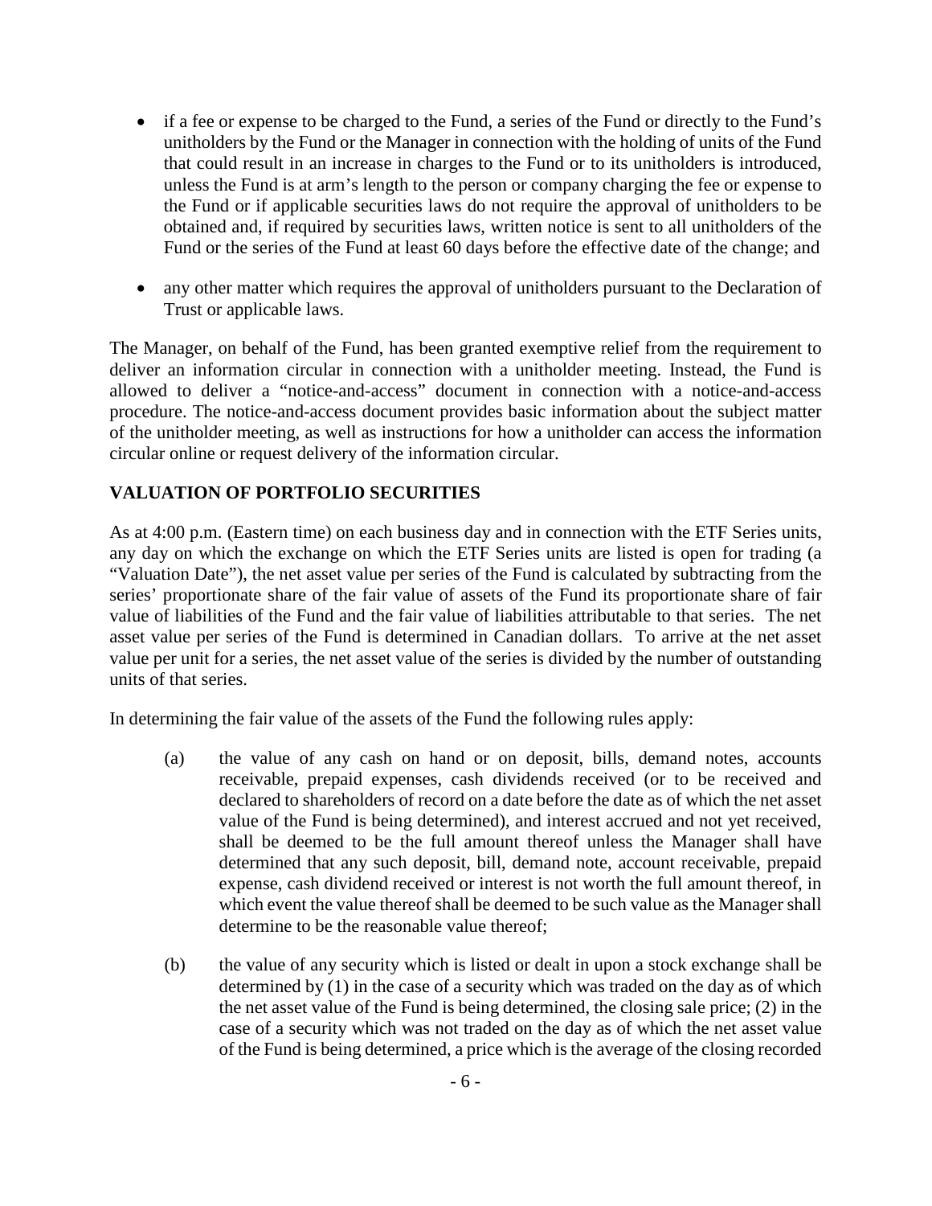- if a fee or expense to be charged to the Fund, a series of the Fund or directly to the Fund's unitholders by the Fund or the Manager in connection with the holding of units of the Fund that could result in an increase in charges to the Fund or to its unitholders is introduced, unless the Fund is at arm's length to the person or company charging the fee or expense to the Fund or if applicable securities laws do not require the approval of unitholders to be obtained and, if required by securities laws, written notice is sent to all unitholders of the Fund or the series of the Fund at least 60 days before the effective date of the change; and
- any other matter which requires the approval of unitholders pursuant to the Declaration of Trust or applicable laws.

The Manager, on behalf of the Fund, has been granted exemptive relief from the requirement to deliver an information circular in connection with a unitholder meeting. Instead, the Fund is allowed to deliver a "notice-and-access" document in connection with a notice-and-access procedure. The notice-and-access document provides basic information about the subject matter of the unitholder meeting, as well as instructions for how a unitholder can access the information circular online or request delivery of the information circular.

## VALUATION OF PORTFOLIO SECURITIES

As at 4:00 p.m. (Eastern time) on each business day and in connection with the ETF Series units, any day on which the exchange on which the ETF Series units are listed is open for trading (a "Valuation Date"), the net asset value per series of the Fund is calculated by subtracting from the series' proportionate share of the fair value of assets of the Fund its proportionate share of fair value of liabilities of the Fund and the fair value of liabilities attributable to that series. The net asset value per series of the Fund is determined in Canadian dollars. To arrive at the net asset value per unit for a series, the net asset value of the series is divided by the number of outstanding units of that series.

In determining the fair value of the assets of the Fund the following rules apply:

(a) the value of any cash on hand or on deposit, bills, demand notes, accounts receivable, prepaid expenses, cash dividends received (or to be received and declared to shareholders of record on a date before the date as of which the net asset value of the Fund is being determined), and interest accrued and not yet received, shall be deemed to be the full amount thereof unless the Manager shall have determined that any such deposit, bill, demand note, account receivable, prepaid expense, cash dividend received or interest is not worth the full amount thereof, in which event the value thereof shall be deemed to be such value as the Manager shall determine to be the reasonable value thereof;

(b) the value of any security which is listed or dealt in upon a stock exchange shall be determined by (1) in the case of a security which was traded on the day as of which the net asset value of the Fund is being determined, the closing sale price; (2) in the case of a security which was not traded on the day as of which the net asset value of the Fund is being determined, a price which is the average of the closing recorded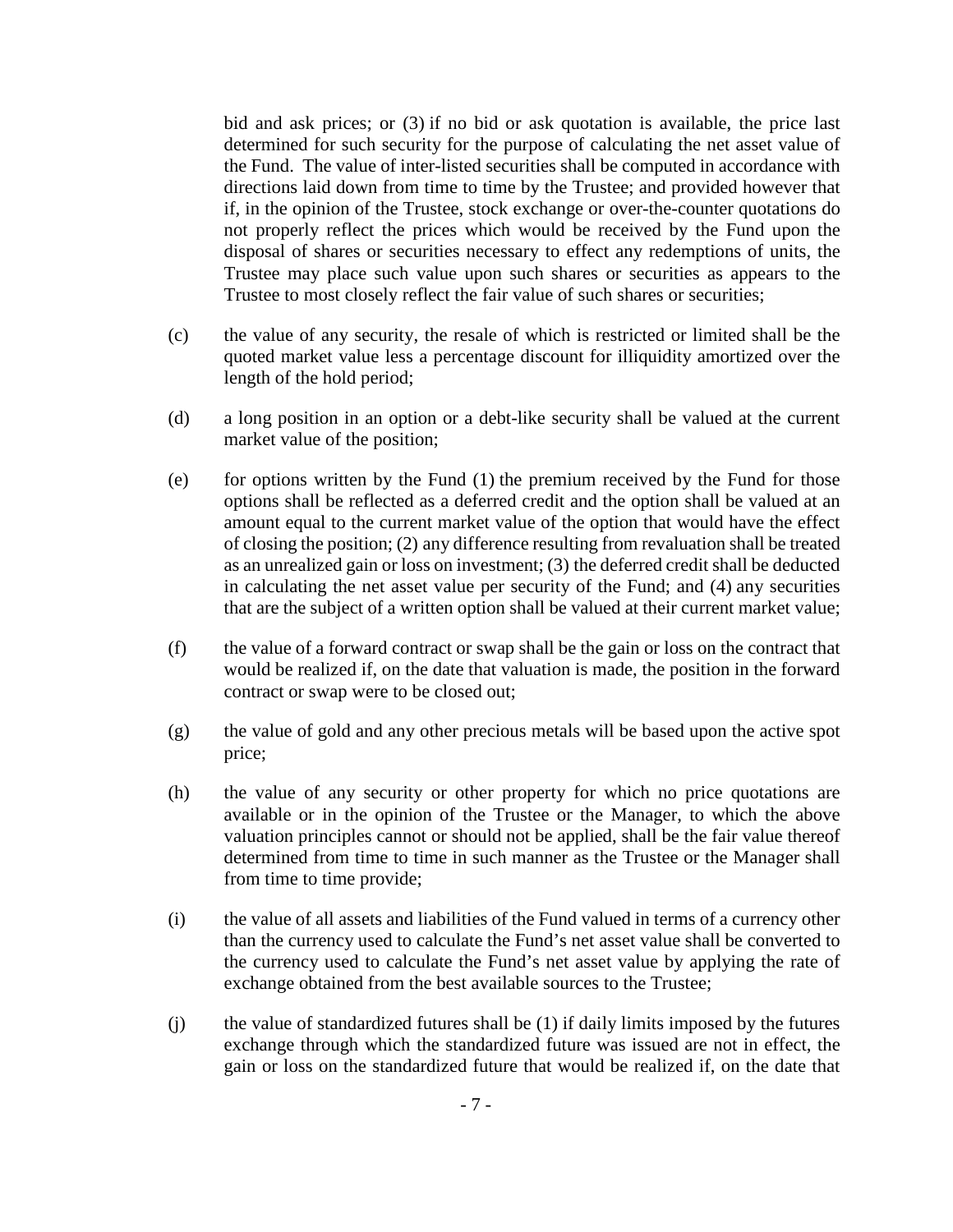bid and ask prices; or (3) if no bid or ask quotation is available, the price last determined for such security for the purpose of calculating the net asset value of the Fund. The value of inter-listed securities shall be computed in accordance with directions laid down from time to time by the Trustee; and provided however that if, in the opinion of the Trustee, stock exchange or over-the-counter quotations do not properly reflect the prices which would be received by the Fund upon the disposal of shares or securities necessary to effect any redemptions of units, the Trustee may place such value upon such shares or securities as appears to the Trustee to most closely reflect the fair value of such shares or securities;

(c) the value of any security, the resale of which is restricted or limited shall be the quoted market value less a percentage discount for illiquidity amortized over the length of the hold period;

(d) a long position in an option or a debt-like security shall be valued at the current market value of the position;

(e) for options written by the Fund (1) the premium received by the Fund for those options shall be reflected as a deferred credit and the option shall be valued at an amount equal to the current market value of the option that would have the effect of closing the position; (2) any difference resulting from revaluation shall be treated as an unrealized gain or loss on investment; (3) the deferred credit shall be deducted in calculating the net asset value per security of the Fund; and (4) any securities that are the subject of a written option shall be valued at their current market value;

(f) the value of a forward contract or swap shall be the gain or loss on the contract that would be realized if, on the date that valuation is made, the position in the forward contract or swap were to be closed out;

(g) the value of gold and any other precious metals will be based upon the active spot price;

(h) the value of any security or other property for which no price quotations are available or in the opinion of the Trustee or the Manager, to which the above valuation principles cannot or should not be applied, shall be the fair value thereof determined from time to time in such manner as the Trustee or the Manager shall from time to time provide;

(i) the value of all assets and liabilities of the Fund valued in terms of a currency other than the currency used to calculate the Fund's net asset value shall be converted to the currency used to calculate the Fund's net asset value by applying the rate of exchange obtained from the best available sources to the Trustee;

(j) the value of standardized futures shall be (1) if daily limits imposed by the futures exchange through which the standardized future was issued are not in effect, the gain or loss on the standardized future that would be realized if, on the date that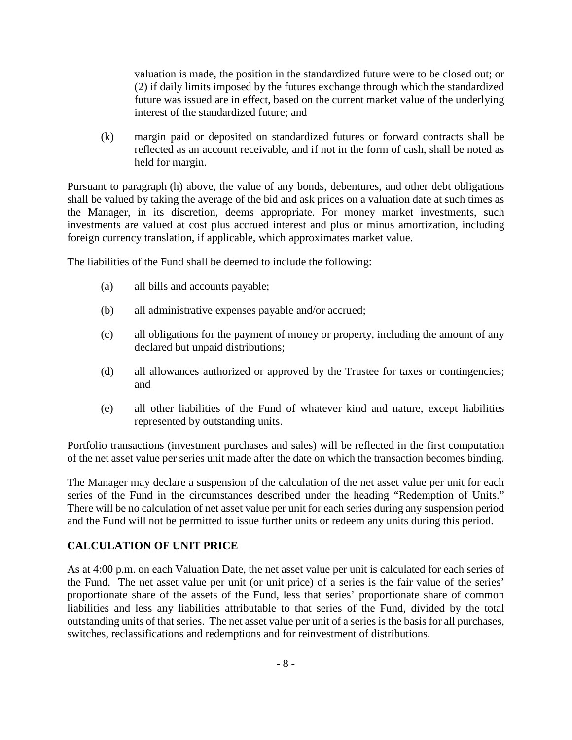valuation is made, the position in the standardized future were to be closed out; or (2) if daily limits imposed by the futures exchange through which the standardized future was issued are in effect, based on the current market value of the underlying interest of the standardized future; and

(k) margin paid or deposited on standardized futures or forward contracts shall be reflected as an account receivable, and if not in the form of cash, shall be noted as held for margin.

Pursuant to paragraph (h) above, the value of any bonds, debentures, and other debt obligations shall be valued by taking the average of the bid and ask prices on a valuation date at such times as the Manager, in its discretion, deems appropriate. For money market investments, such investments are valued at cost plus accrued interest and plus or minus amortization, including foreign currency translation, if applicable, which approximates market value.

The liabilities of the Fund shall be deemed to include the following:

(a) all bills and accounts payable;

(b) all administrative expenses payable and/or accrued;

(c) all obligations for the payment of money or property, including the amount of any declared but unpaid distributions;

(d) all allowances authorized or approved by the Trustee for taxes or contingencies; and

(e) all other liabilities of the Fund of whatever kind and nature, except liabilities represented by outstanding units.

Portfolio transactions (investment purchases and sales) will be reflected in the first computation of the net asset value per series unit made after the date on which the transaction becomes binding.

The Manager may declare a suspension of the calculation of the net asset value per unit for each series of the Fund in the circumstances described under the heading "Redemption of Units." There will be no calculation of net asset value per unit for each series during any suspension period and the Fund will not be permitted to issue further units or redeem any units during this period.

## CALCULATION OF UNIT PRICE

As at 4:00 p.m. on each Valuation Date, the net asset value per unit is calculated for each series of the Fund. The net asset value per unit (or unit price) of a series is the fair value of the series' proportionate share of the assets of the Fund, less that series' proportionate share of common liabilities and less any liabilities attributable to that series of the Fund, divided by the total outstanding units of that series. The net asset value per unit of a series is the basis for all purchases, switches, reclassifications and redemptions and for reinvestment of distributions.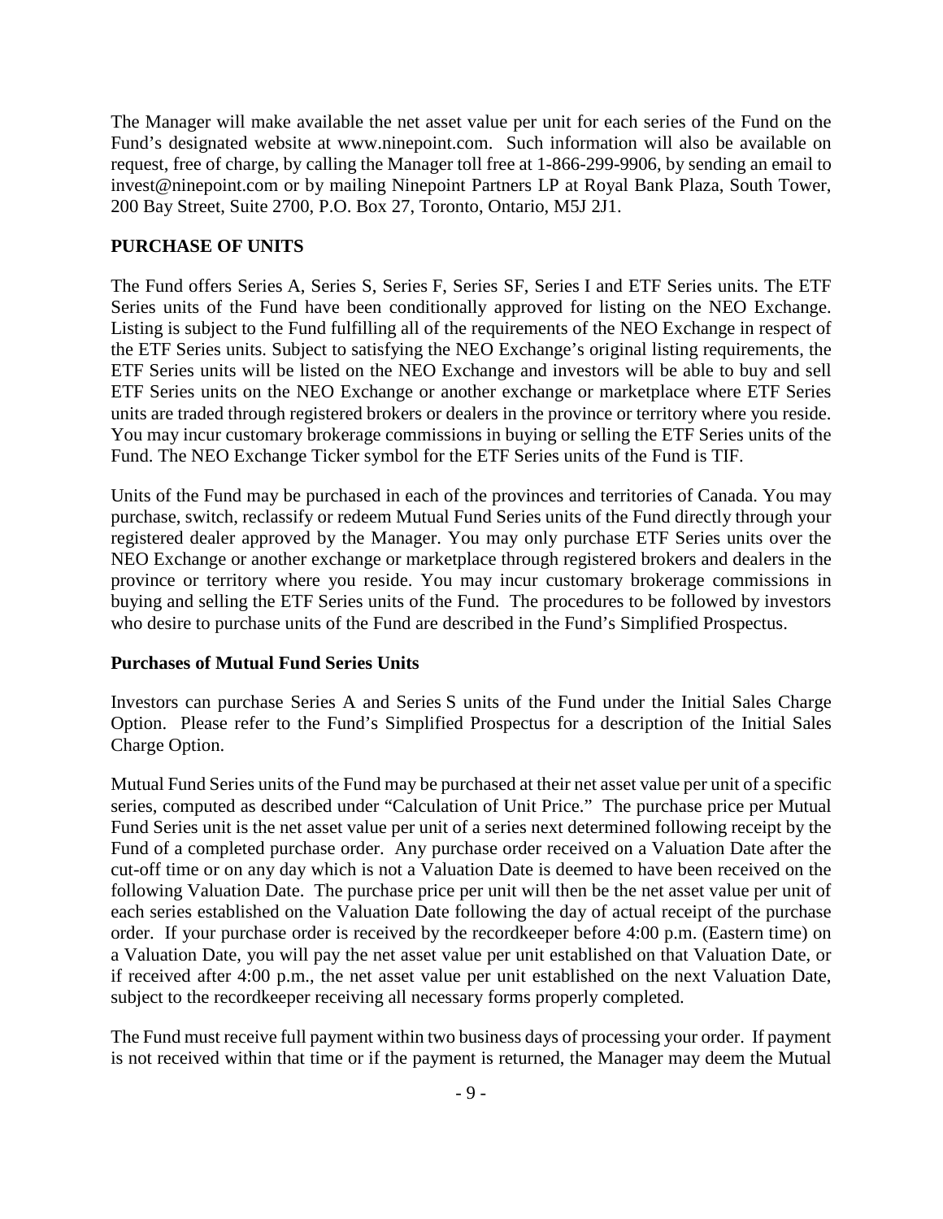The Manager will make available the net asset value per unit for each series of the Fund on the Fund's designated website at www.ninepoint.com. Such information will also be available on request, free of charge, by calling the Manager toll free at 1-866-299-9906, by sending an email to invest@ninepoint.com or by mailing Ninepoint Partners LP at Royal Bank Plaza, South Tower, 200 Bay Street, Suite 2700, P.O. Box 27, Toronto, Ontario, M5J 2J1.

## PURCHASE OF UNITS

The Fund offers Series A, Series S, Series F, Series SF, Series I and ETF Series units. The ETF Series units of the Fund have been conditionally approved for listing on the NEO Exchange. Listing is subject to the Fund fulfilling all of the requirements of the NEO Exchange in respect of the ETF Series units. Subject to satisfying the NEO Exchange's original listing requirements, the ETF Series units will be listed on the NEO Exchange and investors will be able to buy and sell ETF Series units on the NEO Exchange or another exchange or marketplace where ETF Series units are traded through registered brokers or dealers in the province or territory where you reside. You may incur customary brokerage commissions in buying or selling the ETF Series units of the Fund. The NEO Exchange Ticker symbol for the ETF Series units of the Fund is TIF.

Units of the Fund may be purchased in each of the provinces and territories of Canada. You may purchase, switch, reclassify or redeem Mutual Fund Series units of the Fund directly through your registered dealer approved by the Manager. You may only purchase ETF Series units over the NEO Exchange or another exchange or marketplace through registered brokers and dealers in the province or territory where you reside. You may incur customary brokerage commissions in buying and selling the ETF Series units of the Fund. The procedures to be followed by investors who desire to purchase units of the Fund are described in the Fund's Simplified Prospectus.

### Purchases of Mutual Fund Series Units

Investors can purchase Series A and Series S units of the Fund under the Initial Sales Charge Option. Please refer to the Fund's Simplified Prospectus for a description of the Initial Sales Charge Option.

Mutual Fund Series units of the Fund may be purchased at their net asset value per unit of a specific series, computed as described under "Calculation of Unit Price." The purchase price per Mutual Fund Series unit is the net asset value per unit of a series next determined following receipt by the Fund of a completed purchase order. Any purchase order received on a Valuation Date after the cut-off time or on any day which is not a Valuation Date is deemed to have been received on the following Valuation Date. The purchase price per unit will then be the net asset value per unit of each series established on the Valuation Date following the day of actual receipt of the purchase order. If your purchase order is received by the recordkeeper before 4:00 p.m. (Eastern time) on a Valuation Date, you will pay the net asset value per unit established on that Valuation Date, or if received after 4:00 p.m., the net asset value per unit established on the next Valuation Date, subject to the recordkeeper receiving all necessary forms properly completed.

The Fund must receive full payment within two business days of processing your order. If payment is not received within that time or if the payment is returned, the Manager may deem the Mutual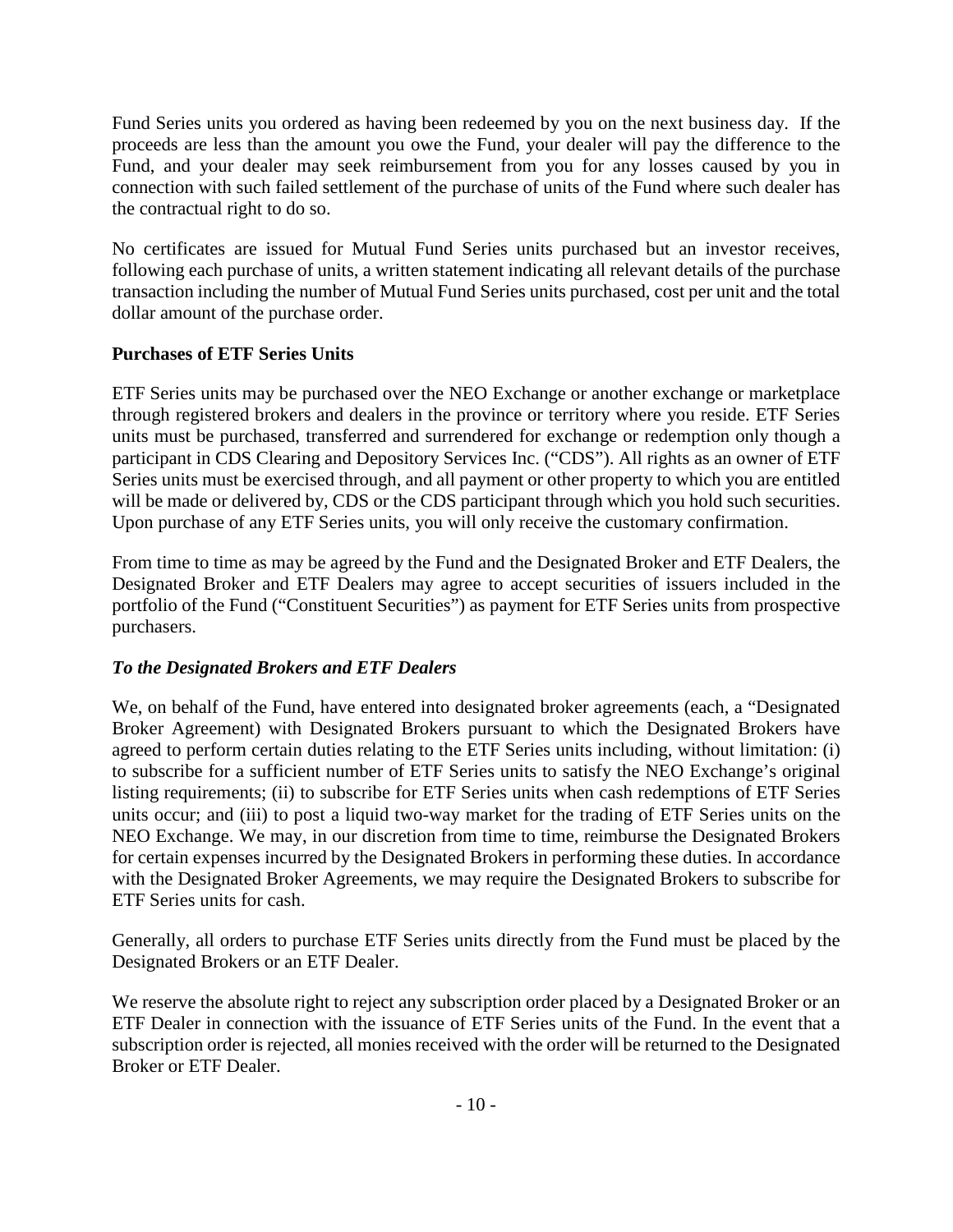Fund Series units you ordered as having been redeemed by you on the next business day. If the proceeds are less than the amount you owe the Fund, your dealer will pay the difference to the Fund, and your dealer may seek reimbursement from you for any losses caused by you in connection with such failed settlement of the purchase of units of the Fund where such dealer has the contractual right to do so.

No certificates are issued for Mutual Fund Series units purchased but an investor receives, following each purchase of units, a written statement indicating all relevant details of the purchase transaction including the number of Mutual Fund Series units purchased, cost per unit and the total dollar amount of the purchase order.

### Purchases of ETF Series Units

ETF Series units may be purchased over the NEO Exchange or another exchange or marketplace through registered brokers and dealers in the province or territory where you reside. ETF Series units must be purchased, transferred and surrendered for exchange or redemption only though a participant in CDS Clearing and Depository Services Inc. ("CDS"). All rights as an owner of ETF Series units must be exercised through, and all payment or other property to which you are entitled will be made or delivered by, CDS or the CDS participant through which you hold such securities. Upon purchase of any ETF Series units, you will only receive the customary confirmation.

From time to time as may be agreed by the Fund and the Designated Broker and ETF Dealers, the Designated Broker and ETF Dealers may agree to accept securities of issuers included in the portfolio of the Fund ("Constituent Securities") as payment for ETF Series units from prospective purchasers.

#### *To the Designated Brokers and ETF Dealers*

We, on behalf of the Fund, have entered into designated broker agreements (each, a "Designated Broker Agreement) with Designated Brokers pursuant to which the Designated Brokers have agreed to perform certain duties relating to the ETF Series units including, without limitation: (i) to subscribe for a sufficient number of ETF Series units to satisfy the NEO Exchange's original listing requirements; (ii) to subscribe for ETF Series units when cash redemptions of ETF Series units occur; and (iii) to post a liquid two-way market for the trading of ETF Series units on the NEO Exchange. We may, in our discretion from time to time, reimburse the Designated Brokers for certain expenses incurred by the Designated Brokers in performing these duties. In accordance with the Designated Broker Agreements, we may require the Designated Brokers to subscribe for ETF Series units for cash.

Generally, all orders to purchase ETF Series units directly from the Fund must be placed by the Designated Brokers or an ETF Dealer.

We reserve the absolute right to reject any subscription order placed by a Designated Broker or an ETF Dealer in connection with the issuance of ETF Series units of the Fund. In the event that a subscription order is rejected, all monies received with the order will be returned to the Designated Broker or ETF Dealer.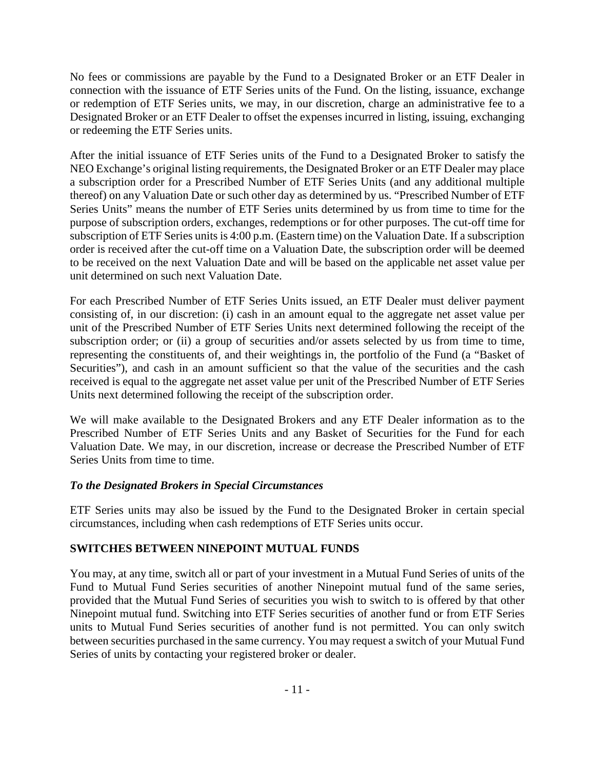No fees or commissions are payable by the Fund to a Designated Broker or an ETF Dealer in connection with the issuance of ETF Series units of the Fund. On the listing, issuance, exchange or redemption of ETF Series units, we may, in our discretion, charge an administrative fee to a Designated Broker or an ETF Dealer to offset the expenses incurred in listing, issuing, exchanging or redeeming the ETF Series units.

After the initial issuance of ETF Series units of the Fund to a Designated Broker to satisfy the NEO Exchange's original listing requirements, the Designated Broker or an ETF Dealer may place a subscription order for a Prescribed Number of ETF Series Units (and any additional multiple thereof) on any Valuation Date or such other day as determined by us. "Prescribed Number of ETF Series Units" means the number of ETF Series units determined by us from time to time for the purpose of subscription orders, exchanges, redemptions or for other purposes. The cut-off time for subscription of ETF Series units is 4:00 p.m. (Eastern time) on the Valuation Date. If a subscription order is received after the cut-off time on a Valuation Date, the subscription order will be deemed to be received on the next Valuation Date and will be based on the applicable net asset value per unit determined on such next Valuation Date.

For each Prescribed Number of ETF Series Units issued, an ETF Dealer must deliver payment consisting of, in our discretion: (i) cash in an amount equal to the aggregate net asset value per unit of the Prescribed Number of ETF Series Units next determined following the receipt of the subscription order; or (ii) a group of securities and/or assets selected by us from time to time, representing the constituents of, and their weightings in, the portfolio of the Fund (a "Basket of Securities"), and cash in an amount sufficient so that the value of the securities and the cash received is equal to the aggregate net asset value per unit of the Prescribed Number of ETF Series Units next determined following the receipt of the subscription order.

We will make available to the Designated Brokers and any ETF Dealer information as to the Prescribed Number of ETF Series Units and any Basket of Securities for the Fund for each Valuation Date. We may, in our discretion, increase or decrease the Prescribed Number of ETF Series Units from time to time.

***To the Designated Brokers in Special Circumstances***

ETF Series units may also be issued by the Fund to the Designated Broker in certain special circumstances, including when cash redemptions of ETF Series units occur.

## SWITCHES BETWEEN NINEPOINT MUTUAL FUNDS

You may, at any time, switch all or part of your investment in a Mutual Fund Series of units of the Fund to Mutual Fund Series securities of another Ninepoint mutual fund of the same series, provided that the Mutual Fund Series of securities you wish to switch to is offered by that other Ninepoint mutual fund. Switching into ETF Series securities of another fund or from ETF Series units to Mutual Fund Series securities of another fund is not permitted. You can only switch between securities purchased in the same currency. You may request a switch of your Mutual Fund Series of units by contacting your registered broker or dealer.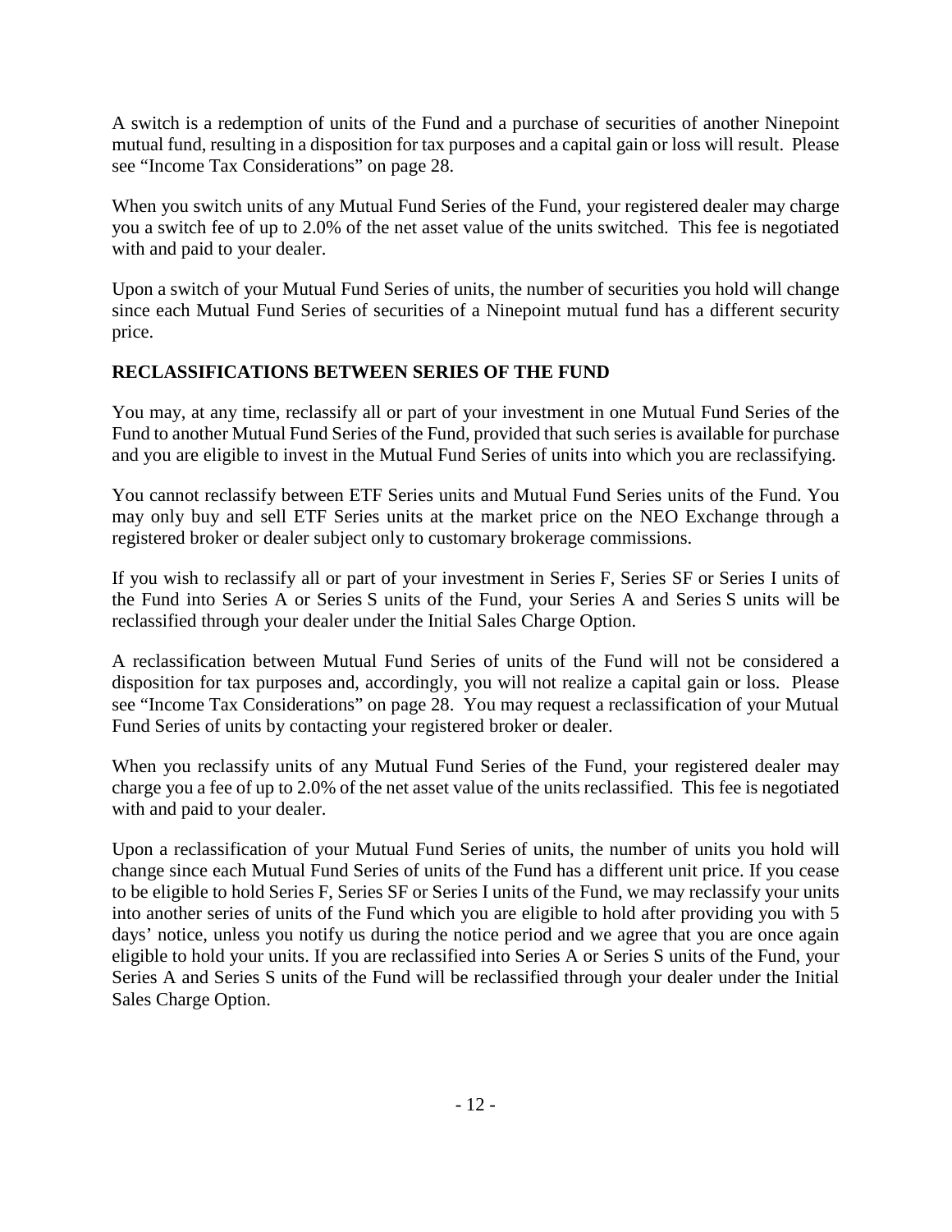A switch is a redemption of units of the Fund and a purchase of securities of another Ninepoint mutual fund, resulting in a disposition for tax purposes and a capital gain or loss will result. Please see "Income Tax Considerations" on page 28.

When you switch units of any Mutual Fund Series of the Fund, your registered dealer may charge you a switch fee of up to 2.0% of the net asset value of the units switched. This fee is negotiated with and paid to your dealer.

Upon a switch of your Mutual Fund Series of units, the number of securities you hold will change since each Mutual Fund Series of securities of a Ninepoint mutual fund has a different security price.

## RECLASSIFICATIONS BETWEEN SERIES OF THE FUND

You may, at any time, reclassify all or part of your investment in one Mutual Fund Series of the Fund to another Mutual Fund Series of the Fund, provided that such series is available for purchase and you are eligible to invest in the Mutual Fund Series of units into which you are reclassifying.

You cannot reclassify between ETF Series units and Mutual Fund Series units of the Fund. You may only buy and sell ETF Series units at the market price on the NEO Exchange through a registered broker or dealer subject only to customary brokerage commissions.

If you wish to reclassify all or part of your investment in Series F, Series SF or Series I units of the Fund into Series A or Series S units of the Fund, your Series A and Series S units will be reclassified through your dealer under the Initial Sales Charge Option.

A reclassification between Mutual Fund Series of units of the Fund will not be considered a disposition for tax purposes and, accordingly, you will not realize a capital gain or loss. Please see "Income Tax Considerations" on page 28. You may request a reclassification of your Mutual Fund Series of units by contacting your registered broker or dealer.

When you reclassify units of any Mutual Fund Series of the Fund, your registered dealer may charge you a fee of up to 2.0% of the net asset value of the units reclassified. This fee is negotiated with and paid to your dealer.

Upon a reclassification of your Mutual Fund Series of units, the number of units you hold will change since each Mutual Fund Series of units of the Fund has a different unit price. If you cease to be eligible to hold Series F, Series SF or Series I units of the Fund, we may reclassify your units into another series of units of the Fund which you are eligible to hold after providing you with 5 days' notice, unless you notify us during the notice period and we agree that you are once again eligible to hold your units. If you are reclassified into Series A or Series S units of the Fund, your Series A and Series S units of the Fund will be reclassified through your dealer under the Initial Sales Charge Option.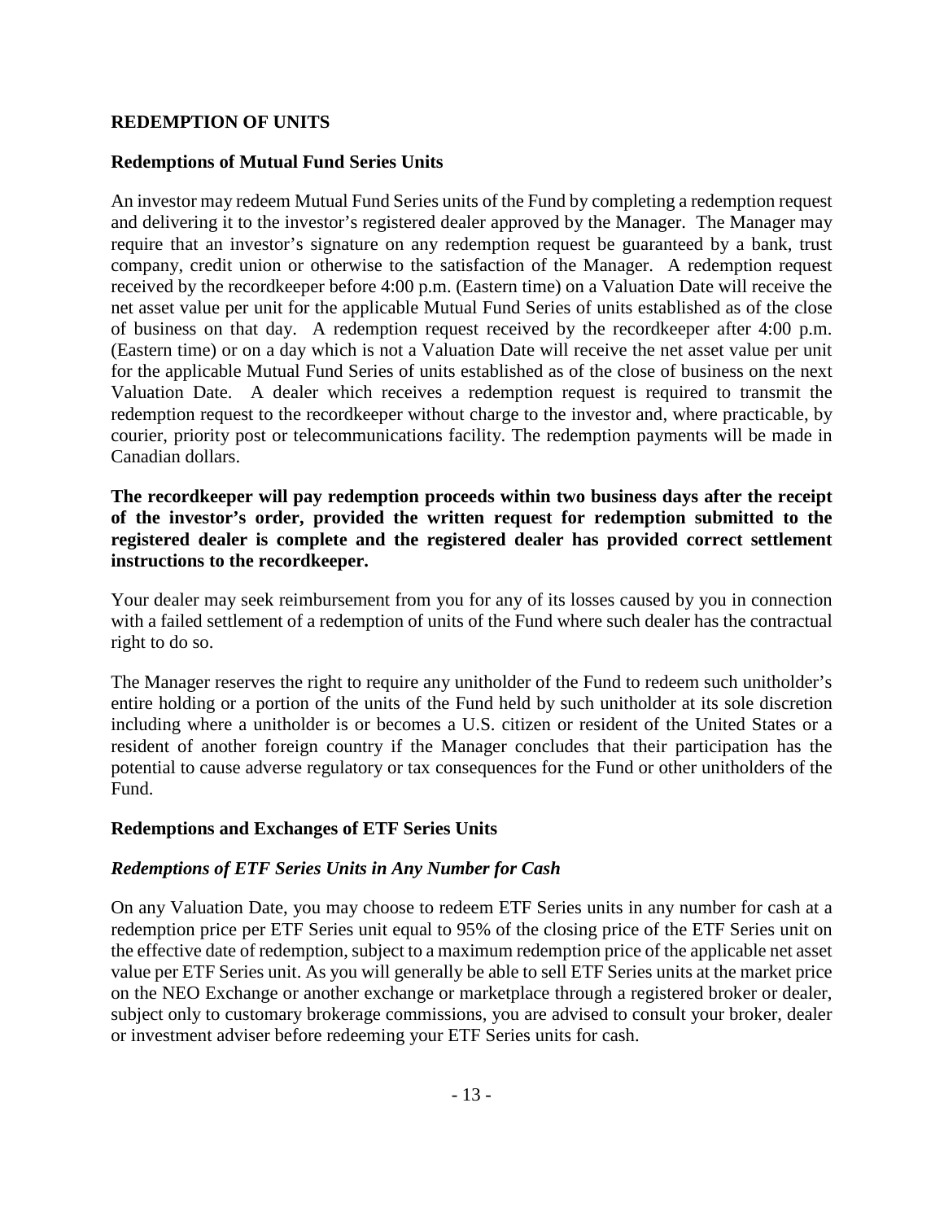## REDEMPTION OF UNITS

### Redemptions of Mutual Fund Series Units

An investor may redeem Mutual Fund Series units of the Fund by completing a redemption request and delivering it to the investor's registered dealer approved by the Manager. The Manager may require that an investor's signature on any redemption request be guaranteed by a bank, trust company, credit union or otherwise to the satisfaction of the Manager. A redemption request received by the recordkeeper before 4:00 p.m. (Eastern time) on a Valuation Date will receive the net asset value per unit for the applicable Mutual Fund Series of units established as of the close of business on that day. A redemption request received by the recordkeeper after 4:00 p.m. (Eastern time) or on a day which is not a Valuation Date will receive the net asset value per unit for the applicable Mutual Fund Series of units established as of the close of business on the next Valuation Date. A dealer which receives a redemption request is required to transmit the redemption request to the recordkeeper without charge to the investor and, where practicable, by courier, priority post or telecommunications facility. The redemption payments will be made in Canadian dollars.

**The recordkeeper will pay redemption proceeds within two business days after the receipt of the investor's order, provided the written request for redemption submitted to the registered dealer is complete and the registered dealer has provided correct settlement instructions to the recordkeeper.**

Your dealer may seek reimbursement from you for any of its losses caused by you in connection with a failed settlement of a redemption of units of the Fund where such dealer has the contractual right to do so.

The Manager reserves the right to require any unitholder of the Fund to redeem such unitholder's entire holding or a portion of the units of the Fund held by such unitholder at its sole discretion including where a unitholder is or becomes a U.S. citizen or resident of the United States or a resident of another foreign country if the Manager concludes that their participation has the potential to cause adverse regulatory or tax consequences for the Fund or other unitholders of the Fund.

### Redemptions and Exchanges of ETF Series Units

#### *Redemptions of ETF Series Units in Any Number for Cash*

On any Valuation Date, you may choose to redeem ETF Series units in any number for cash at a redemption price per ETF Series unit equal to 95% of the closing price of the ETF Series unit on the effective date of redemption, subject to a maximum redemption price of the applicable net asset value per ETF Series unit. As you will generally be able to sell ETF Series units at the market price on the NEO Exchange or another exchange or marketplace through a registered broker or dealer, subject only to customary brokerage commissions, you are advised to consult your broker, dealer or investment adviser before redeeming your ETF Series units for cash.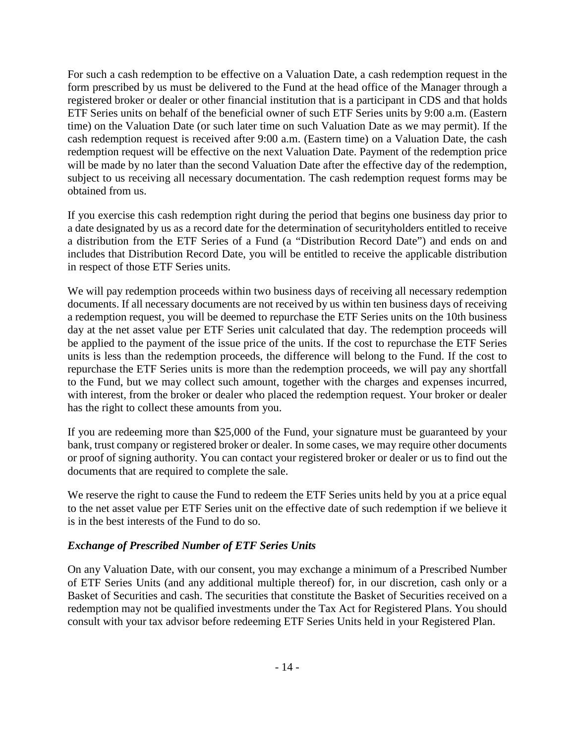For such a cash redemption to be effective on a Valuation Date, a cash redemption request in the form prescribed by us must be delivered to the Fund at the head office of the Manager through a registered broker or dealer or other financial institution that is a participant in CDS and that holds ETF Series units on behalf of the beneficial owner of such ETF Series units by 9:00 a.m. (Eastern time) on the Valuation Date (or such later time on such Valuation Date as we may permit). If the cash redemption request is received after 9:00 a.m. (Eastern time) on a Valuation Date, the cash redemption request will be effective on the next Valuation Date. Payment of the redemption price will be made by no later than the second Valuation Date after the effective day of the redemption, subject to us receiving all necessary documentation. The cash redemption request forms may be obtained from us.

If you exercise this cash redemption right during the period that begins one business day prior to a date designated by us as a record date for the determination of securityholders entitled to receive a distribution from the ETF Series of a Fund (a "Distribution Record Date") and ends on and includes that Distribution Record Date, you will be entitled to receive the applicable distribution in respect of those ETF Series units.

We will pay redemption proceeds within two business days of receiving all necessary redemption documents. If all necessary documents are not received by us within ten business days of receiving a redemption request, you will be deemed to repurchase the ETF Series units on the 10th business day at the net asset value per ETF Series unit calculated that day. The redemption proceeds will be applied to the payment of the issue price of the units. If the cost to repurchase the ETF Series units is less than the redemption proceeds, the difference will belong to the Fund. If the cost to repurchase the ETF Series units is more than the redemption proceeds, we will pay any shortfall to the Fund, but we may collect such amount, together with the charges and expenses incurred, with interest, from the broker or dealer who placed the redemption request. Your broker or dealer has the right to collect these amounts from you.

If you are redeeming more than $25,000 of the Fund, your signature must be guaranteed by your bank, trust company or registered broker or dealer. In some cases, we may require other documents or proof of signing authority. You can contact your registered broker or dealer or us to find out the documents that are required to complete the sale.

We reserve the right to cause the Fund to redeem the ETF Series units held by you at a price equal to the net asset value per ETF Series unit on the effective date of such redemption if we believe it is in the best interests of the Fund to do so.

### *Exchange of Prescribed Number of ETF Series Units*

On any Valuation Date, with our consent, you may exchange a minimum of a Prescribed Number of ETF Series Units (and any additional multiple thereof) for, in our discretion, cash only or a Basket of Securities and cash. The securities that constitute the Basket of Securities received on a redemption may not be qualified investments under the Tax Act for Registered Plans. You should consult with your tax advisor before redeeming ETF Series Units held in your Registered Plan.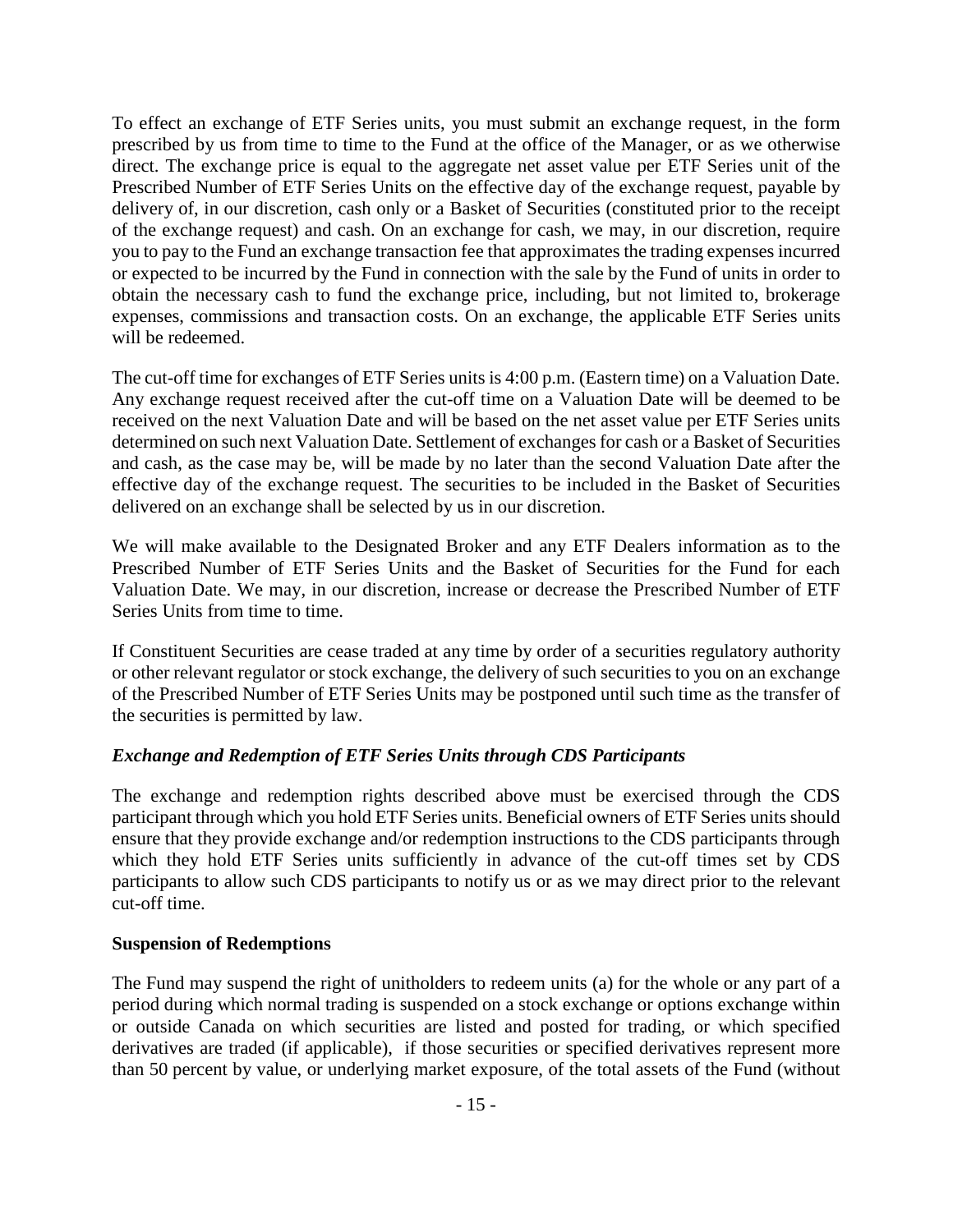To effect an exchange of ETF Series units, you must submit an exchange request, in the form prescribed by us from time to time to the Fund at the office of the Manager, or as we otherwise direct. The exchange price is equal to the aggregate net asset value per ETF Series unit of the Prescribed Number of ETF Series Units on the effective day of the exchange request, payable by delivery of, in our discretion, cash only or a Basket of Securities (constituted prior to the receipt of the exchange request) and cash. On an exchange for cash, we may, in our discretion, require you to pay to the Fund an exchange transaction fee that approximates the trading expenses incurred or expected to be incurred by the Fund in connection with the sale by the Fund of units in order to obtain the necessary cash to fund the exchange price, including, but not limited to, brokerage expenses, commissions and transaction costs. On an exchange, the applicable ETF Series units will be redeemed.

The cut-off time for exchanges of ETF Series units is 4:00 p.m. (Eastern time) on a Valuation Date. Any exchange request received after the cut-off time on a Valuation Date will be deemed to be received on the next Valuation Date and will be based on the net asset value per ETF Series units determined on such next Valuation Date. Settlement of exchanges for cash or a Basket of Securities and cash, as the case may be, will be made by no later than the second Valuation Date after the effective day of the exchange request. The securities to be included in the Basket of Securities delivered on an exchange shall be selected by us in our discretion.

We will make available to the Designated Broker and any ETF Dealers information as to the Prescribed Number of ETF Series Units and the Basket of Securities for the Fund for each Valuation Date. We may, in our discretion, increase or decrease the Prescribed Number of ETF Series Units from time to time.

If Constituent Securities are cease traded at any time by order of a securities regulatory authority or other relevant regulator or stock exchange, the delivery of such securities to you on an exchange of the Prescribed Number of ETF Series Units may be postponed until such time as the transfer of the securities is permitted by law.

*Exchange and Redemption of ETF Series Units through CDS Participants*

The exchange and redemption rights described above must be exercised through the CDS participant through which you hold ETF Series units. Beneficial owners of ETF Series units should ensure that they provide exchange and/or redemption instructions to the CDS participants through which they hold ETF Series units sufficiently in advance of the cut-off times set by CDS participants to allow such CDS participants to notify us or as we may direct prior to the relevant cut-off time.

**Suspension of Redemptions**

The Fund may suspend the right of unitholders to redeem units (a) for the whole or any part of a period during which normal trading is suspended on a stock exchange or options exchange within or outside Canada on which securities are listed and posted for trading, or which specified derivatives are traded (if applicable), if those securities or specified derivatives represent more than 50 percent by value, or underlying market exposure, of the total assets of the Fund (without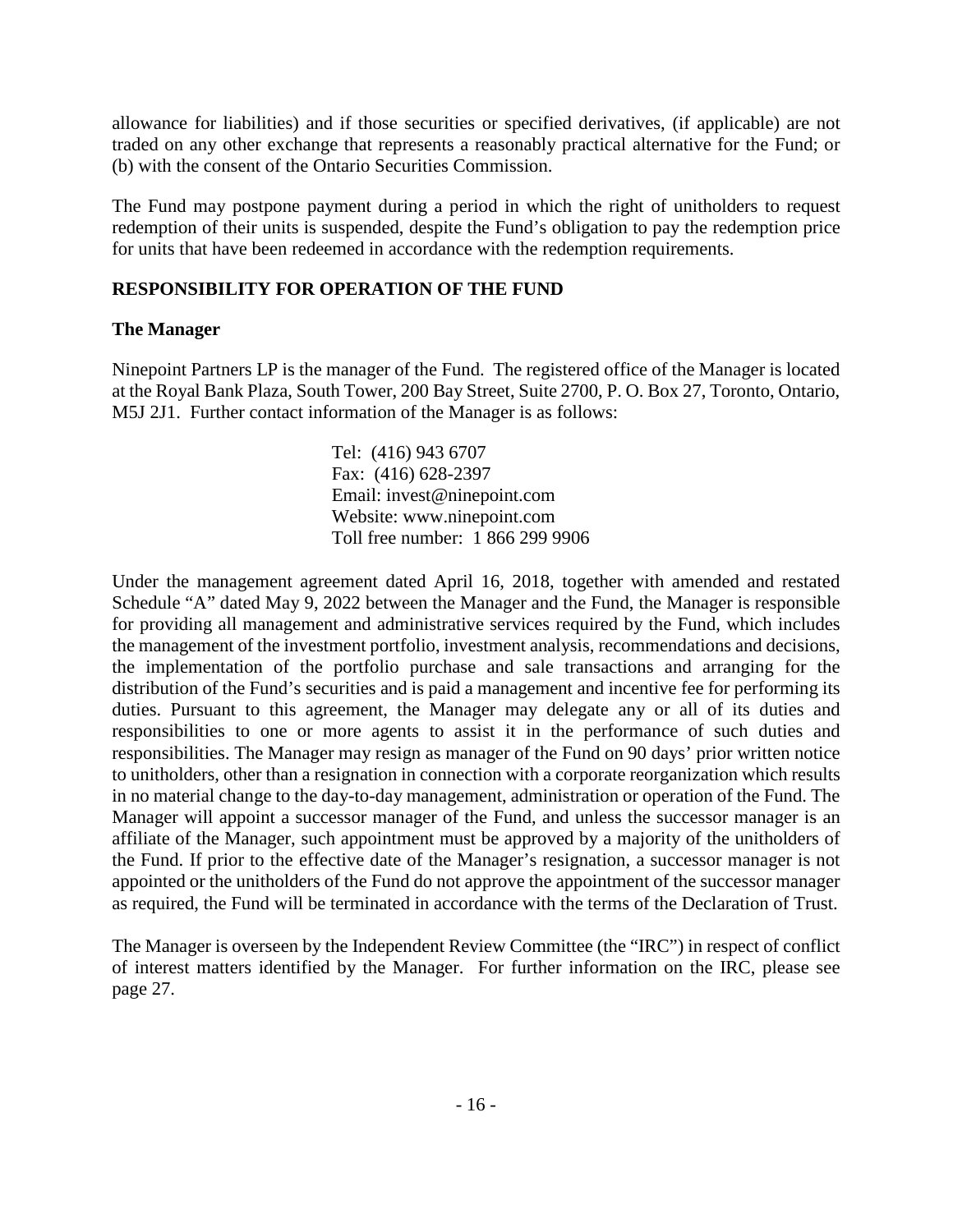allowance for liabilities) and if those securities or specified derivatives, (if applicable) are not traded on any other exchange that represents a reasonably practical alternative for the Fund; or (b) with the consent of the Ontario Securities Commission.

The Fund may postpone payment during a period in which the right of unitholders to request redemption of their units is suspended, despite the Fund's obligation to pay the redemption price for units that have been redeemed in accordance with the redemption requirements.

## RESPONSIBILITY FOR OPERATION OF THE FUND

### The Manager

Ninepoint Partners LP is the manager of the Fund. The registered office of the Manager is located at the Royal Bank Plaza, South Tower, 200 Bay Street, Suite 2700, P. O. Box 27, Toronto, Ontario, M5J 2J1. Further contact information of the Manager is as follows:

Tel: (416) 943 6707
Fax: (416) 628-2397
Email: invest@ninepoint.com
Website: www.ninepoint.com
Toll free number: 1 866 299 9906

Under the management agreement dated April 16, 2018, together with amended and restated Schedule "A" dated May 9, 2022 between the Manager and the Fund, the Manager is responsible for providing all management and administrative services required by the Fund, which includes the management of the investment portfolio, investment analysis, recommendations and decisions, the implementation of the portfolio purchase and sale transactions and arranging for the distribution of the Fund's securities and is paid a management and incentive fee for performing its duties. Pursuant to this agreement, the Manager may delegate any or all of its duties and responsibilities to one or more agents to assist it in the performance of such duties and responsibilities. The Manager may resign as manager of the Fund on 90 days' prior written notice to unitholders, other than a resignation in connection with a corporate reorganization which results in no material change to the day-to-day management, administration or operation of the Fund. The Manager will appoint a successor manager of the Fund, and unless the successor manager is an affiliate of the Manager, such appointment must be approved by a majority of the unitholders of the Fund. If prior to the effective date of the Manager's resignation, a successor manager is not appointed or the unitholders of the Fund do not approve the appointment of the successor manager as required, the Fund will be terminated in accordance with the terms of the Declaration of Trust.

The Manager is overseen by the Independent Review Committee (the "IRC") in respect of conflict of interest matters identified by the Manager. For further information on the IRC, please see page 27.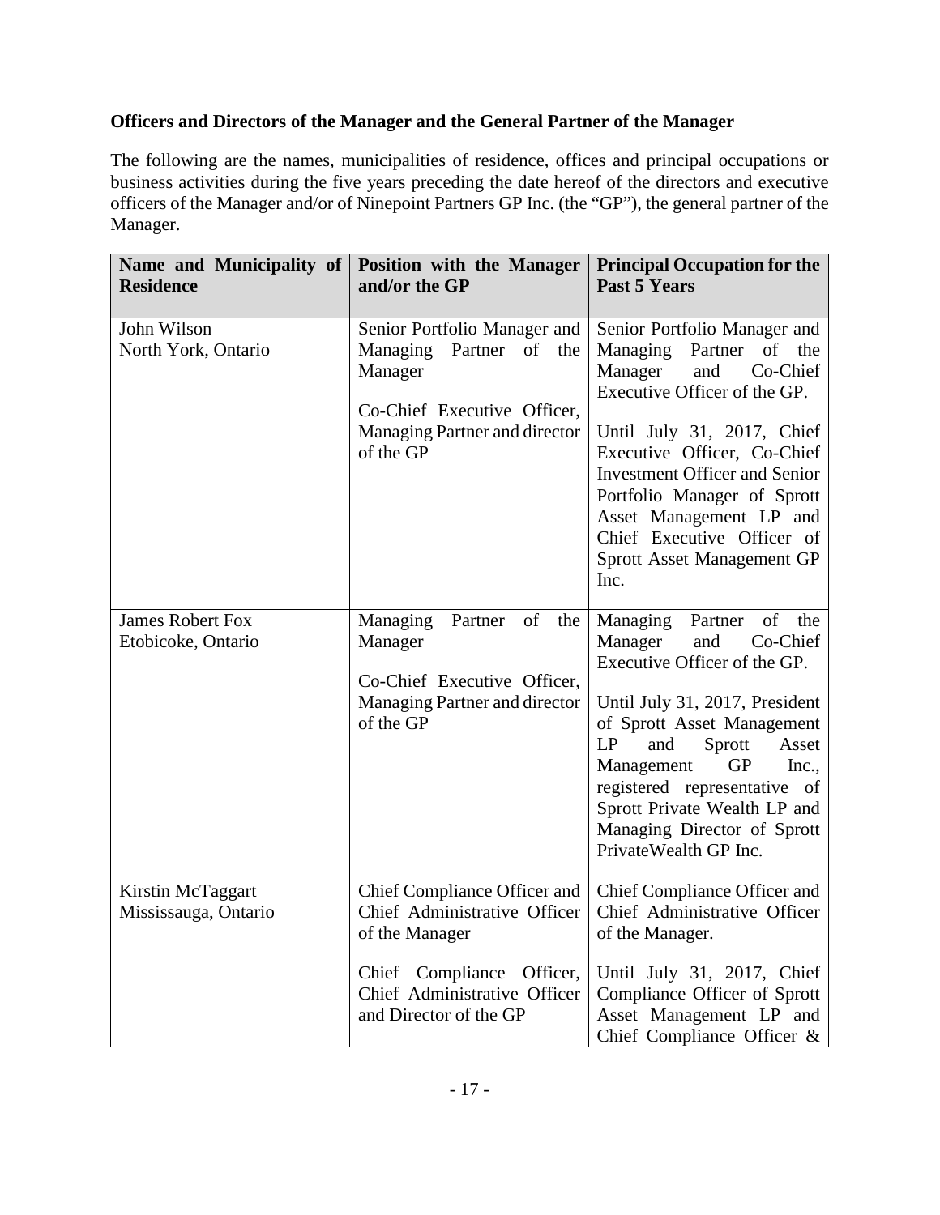**Officers and Directors of the Manager and the General Partner of the Manager**

The following are the names, municipalities of residence, offices and principal occupations or business activities during the five years preceding the date hereof of the directors and executive officers of the Manager and/or of Ninepoint Partners GP Inc. (the "GP"), the general partner of the Manager.

| Name and Municipality of Residence | Position with the Manager and/or the GP | Principal Occupation for the Past 5 Years |
|---|---|---|
| John Wilson<br>North York, Ontario | Senior Portfolio Manager and Managing Partner of the Manager<br><br>Co-Chief Executive Officer, Managing Partner and director of the GP | Senior Portfolio Manager and Managing Partner of the Manager and Co-Chief Executive Officer of the GP.<br><br>Until July 31, 2017, Chief Executive Officer, Co-Chief Investment Officer and Senior Portfolio Manager of Sprott Asset Management LP and Chief Executive Officer of Sprott Asset Management GP Inc. |
| James Robert Fox<br>Etobicoke, Ontario | Managing Partner of the Manager<br><br>Co-Chief Executive Officer, Managing Partner and director of the GP | Managing Partner of the Manager and Co-Chief Executive Officer of the GP.<br><br>Until July 31, 2017, President of Sprott Asset Management LP and Sprott Asset Management GP Inc., registered representative of Sprott Private Wealth LP and Managing Director of Sprott PrivateWealth GP Inc. |
| Kirstin McTaggart<br>Mississauga, Ontario | Chief Compliance Officer and Chief Administrative Officer of the Manager<br><br>Chief Compliance Officer, Chief Administrative Officer and Director of the GP | Chief Compliance Officer and Chief Administrative Officer of the Manager.<br><br>Until July 31, 2017, Chief Compliance Officer of Sprott Asset Management LP and Chief Compliance Officer & |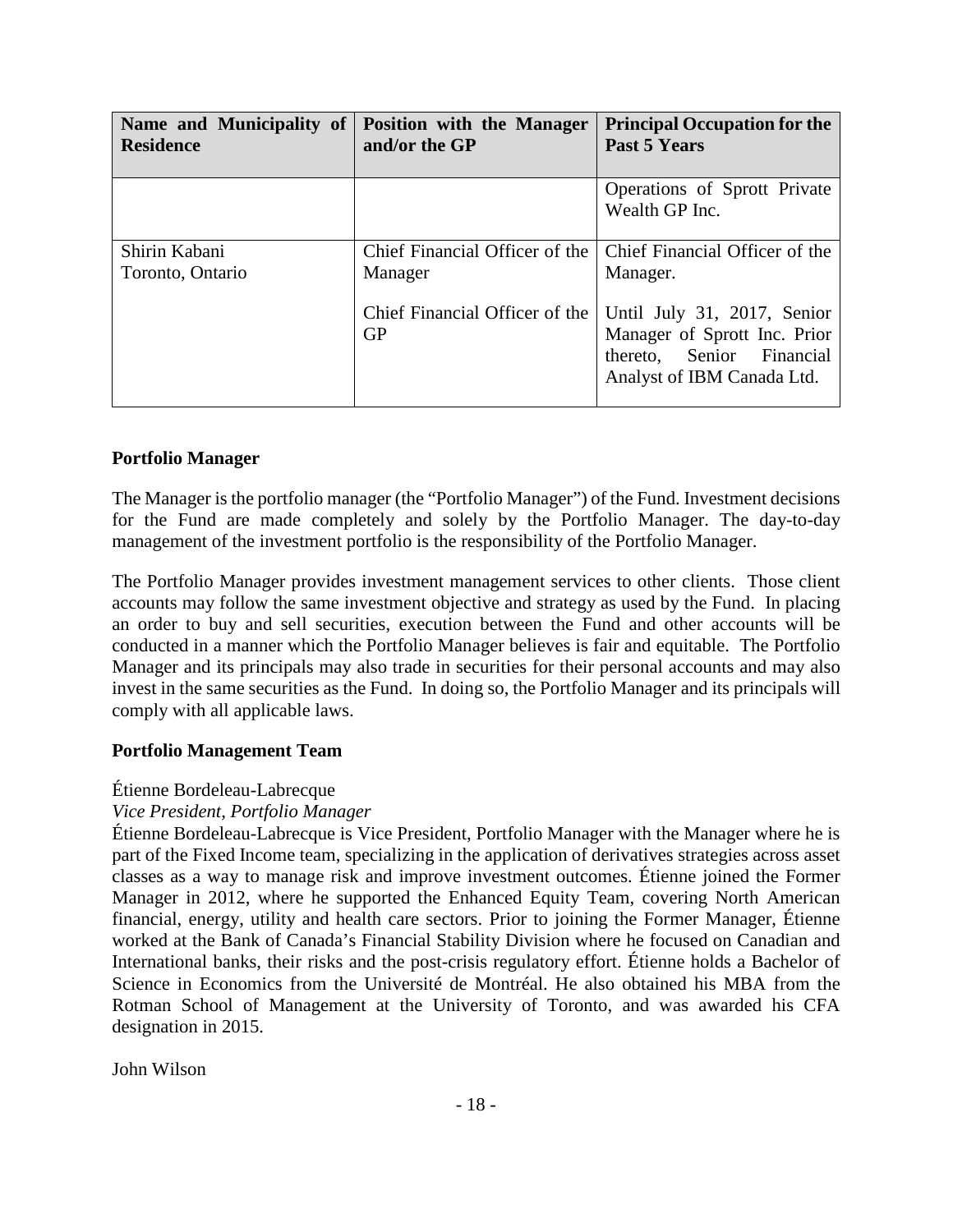| Name and Municipality of Residence | Position with the Manager and/or the GP | Principal Occupation for the Past 5 Years |
| --- | --- | --- |
| | | Operations of Sprott Private Wealth GP Inc. |
| Shirin Kabani<br>Toronto, Ontario | Chief Financial Officer of the Manager<br><br>Chief Financial Officer of the GP | Chief Financial Officer of the Manager.<br><br>Until July 31, 2017, Senior Manager of Sprott Inc. Prior thereto, Senior Financial Analyst of IBM Canada Ltd. |

**Portfolio Manager**

The Manager is the portfolio manager (the "Portfolio Manager") of the Fund. Investment decisions for the Fund are made completely and solely by the Portfolio Manager. The day-to-day management of the investment portfolio is the responsibility of the Portfolio Manager.

The Portfolio Manager provides investment management services to other clients. Those client accounts may follow the same investment objective and strategy as used by the Fund. In placing an order to buy and sell securities, execution between the Fund and other accounts will be conducted in a manner which the Portfolio Manager believes is fair and equitable. The Portfolio Manager and its principals may also trade in securities for their personal accounts and may also invest in the same securities as the Fund. In doing so, the Portfolio Manager and its principals will comply with all applicable laws.

**Portfolio Management Team**

Étienne Bordeleau-Labrecque
*Vice President, Portfolio Manager*
Étienne Bordeleau-Labrecque is Vice President, Portfolio Manager with the Manager where he is part of the Fixed Income team, specializing in the application of derivatives strategies across asset classes as a way to manage risk and improve investment outcomes. Étienne joined the Former Manager in 2012, where he supported the Enhanced Equity Team, covering North American financial, energy, utility and health care sectors. Prior to joining the Former Manager, Étienne worked at the Bank of Canada's Financial Stability Division where he focused on Canadian and International banks, their risks and the post-crisis regulatory effort. Étienne holds a Bachelor of Science in Economics from the Université de Montréal. He also obtained his MBA from the Rotman School of Management at the University of Toronto, and was awarded his CFA designation in 2015.

John Wilson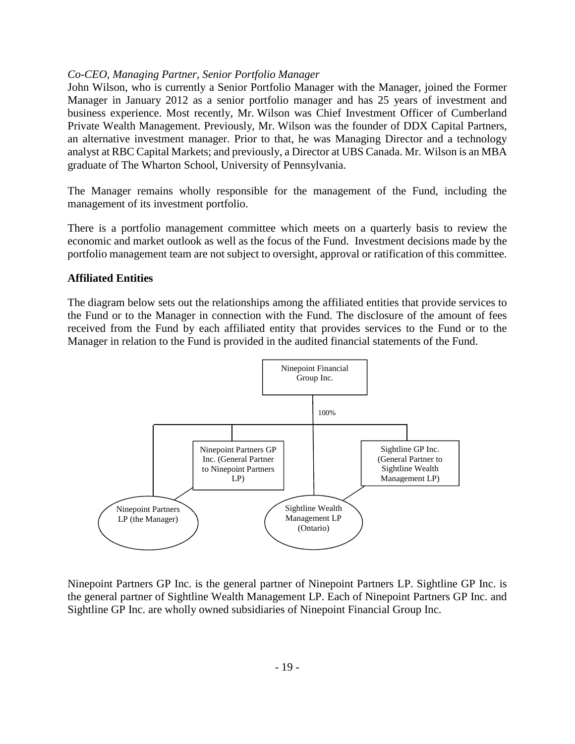*Co-CEO, Managing Partner, Senior Portfolio Manager*
John Wilson, who is currently a Senior Portfolio Manager with the Manager, joined the Former Manager in January 2012 as a senior portfolio manager and has 25 years of investment and business experience. Most recently, Mr. Wilson was Chief Investment Officer of Cumberland Private Wealth Management. Previously, Mr. Wilson was the founder of DDX Capital Partners, an alternative investment manager. Prior to that, he was Managing Director and a technology analyst at RBC Capital Markets; and previously, a Director at UBS Canada. Mr. Wilson is an MBA graduate of The Wharton School, University of Pennsylvania.

The Manager remains wholly responsible for the management of the Fund, including the management of its investment portfolio.

There is a portfolio management committee which meets on a quarterly basis to review the economic and market outlook as well as the focus of the Fund. Investment decisions made by the portfolio management team are not subject to oversight, approval or ratification of this committee.

**Affiliated Entities**

The diagram below sets out the relationships among the affiliated entities that provide services to the Fund or to the Manager in connection with the Fund. The disclosure of the amount of fees received from the Fund by each affiliated entity that provides services to the Fund or to the Manager in relation to the Fund is provided in the audited financial statements of the Fund.

Ninepoint Financial Group Inc.

100%

Ninepoint Partners GP Inc. (General Partner to Ninepoint Partners LP)

Sightline GP Inc. (General Partner to Sightline Wealth Management LP)

Ninepoint Partners LP (the Manager)

Sightline Wealth Management LP (Ontario)

Ninepoint Partners GP Inc. is the general partner of Ninepoint Partners LP. Sightline GP Inc. is the general partner of Sightline Wealth Management LP. Each of Ninepoint Partners GP Inc. and Sightline GP Inc. are wholly owned subsidiaries of Ninepoint Financial Group Inc.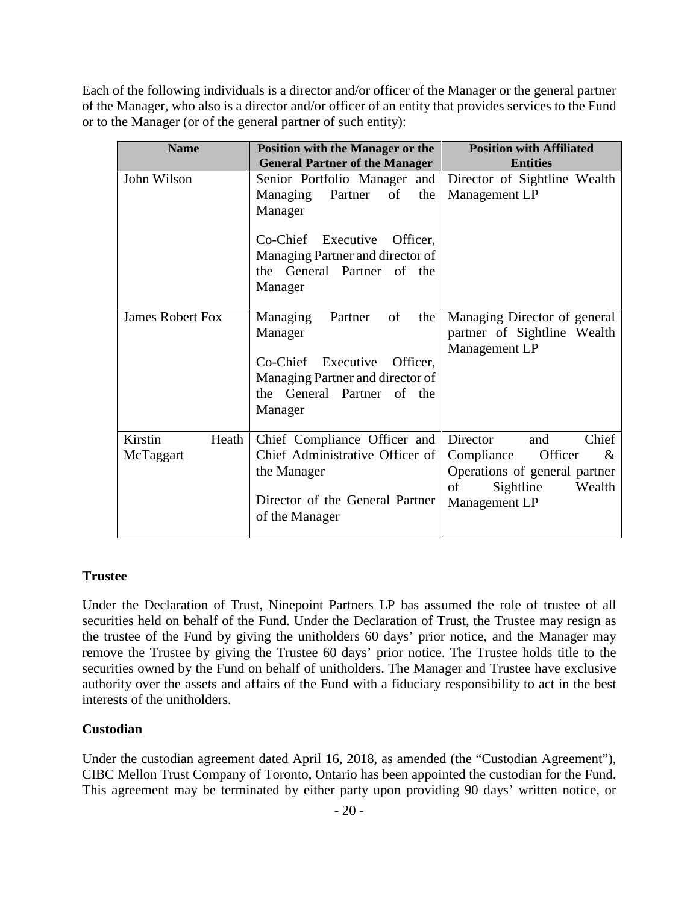Each of the following individuals is a director and/or officer of the Manager or the general partner of the Manager, who also is a director and/or officer of an entity that provides services to the Fund or to the Manager (or of the general partner of such entity):

| Name | Position with the Manager or the General Partner of the Manager | Position with Affiliated Entities |
|---|---|---|
| John Wilson | Senior Portfolio Manager and Managing Partner of the Manager<br><br>Co-Chief Executive Officer, Managing Partner and director of the General Partner of the Manager | Director of Sightline Wealth Management LP |
| James Robert Fox | Managing Partner of the Manager<br><br>Co-Chief Executive Officer, Managing Partner and director of the General Partner of the Manager | Managing Director of general partner of Sightline Wealth Management LP |
| Kirstin Heath McTaggart | Chief Compliance Officer and Chief Administrative Officer of the Manager<br><br>Director of the General Partner of the Manager | Director and Chief Compliance Officer & Operations of general partner of Sightline Wealth Management LP |

## Trustee

Under the Declaration of Trust, Ninepoint Partners LP has assumed the role of trustee of all securities held on behalf of the Fund. Under the Declaration of Trust, the Trustee may resign as the trustee of the Fund by giving the unitholders 60 days' prior notice, and the Manager may remove the Trustee by giving the Trustee 60 days' prior notice. The Trustee holds title to the securities owned by the Fund on behalf of unitholders. The Manager and Trustee have exclusive authority over the assets and affairs of the Fund with a fiduciary responsibility to act in the best interests of the unitholders.

## Custodian

Under the custodian agreement dated April 16, 2018, as amended (the "Custodian Agreement"), CIBC Mellon Trust Company of Toronto, Ontario has been appointed the custodian for the Fund. This agreement may be terminated by either party upon providing 90 days' written notice, or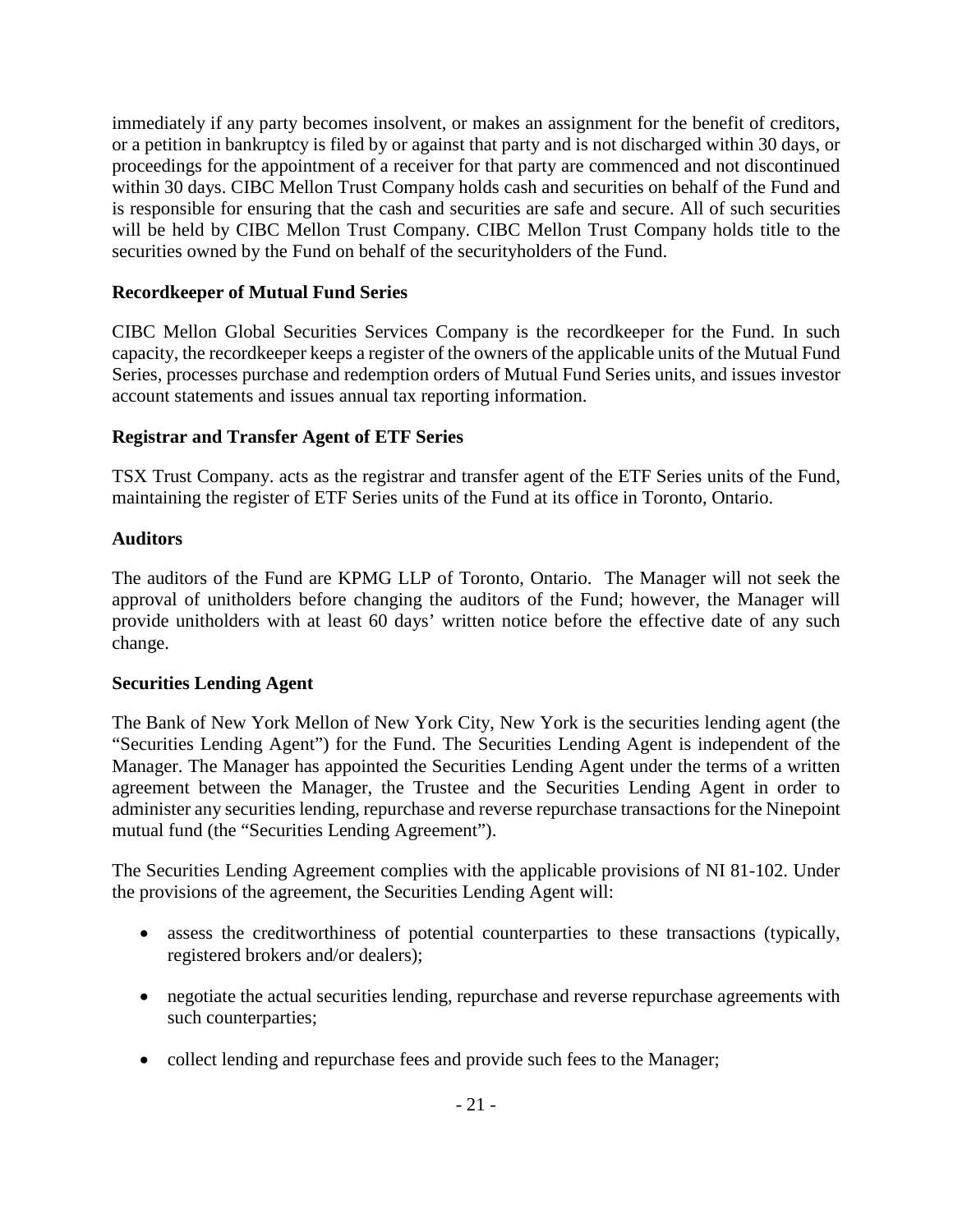immediately if any party becomes insolvent, or makes an assignment for the benefit of creditors, or a petition in bankruptcy is filed by or against that party and is not discharged within 30 days, or proceedings for the appointment of a receiver for that party are commenced and not discontinued within 30 days. CIBC Mellon Trust Company holds cash and securities on behalf of the Fund and is responsible for ensuring that the cash and securities are safe and secure. All of such securities will be held by CIBC Mellon Trust Company. CIBC Mellon Trust Company holds title to the securities owned by the Fund on behalf of the securityholders of the Fund.

**Recordkeeper of Mutual Fund Series**

CIBC Mellon Global Securities Services Company is the recordkeeper for the Fund. In such capacity, the recordkeeper keeps a register of the owners of the applicable units of the Mutual Fund Series, processes purchase and redemption orders of Mutual Fund Series units, and issues investor account statements and issues annual tax reporting information.

**Registrar and Transfer Agent of ETF Series**

TSX Trust Company. acts as the registrar and transfer agent of the ETF Series units of the Fund, maintaining the register of ETF Series units of the Fund at its office in Toronto, Ontario.

**Auditors**

The auditors of the Fund are KPMG LLP of Toronto, Ontario. The Manager will not seek the approval of unitholders before changing the auditors of the Fund; however, the Manager will provide unitholders with at least 60 days' written notice before the effective date of any such change.

**Securities Lending Agent**

The Bank of New York Mellon of New York City, New York is the securities lending agent (the "Securities Lending Agent") for the Fund. The Securities Lending Agent is independent of the Manager. The Manager has appointed the Securities Lending Agent under the terms of a written agreement between the Manager, the Trustee and the Securities Lending Agent in order to administer any securities lending, repurchase and reverse repurchase transactions for the Ninepoint mutual fund (the "Securities Lending Agreement").

The Securities Lending Agreement complies with the applicable provisions of NI 81-102. Under the provisions of the agreement, the Securities Lending Agent will:

- assess the creditworthiness of potential counterparties to these transactions (typically, registered brokers and/or dealers);
- negotiate the actual securities lending, repurchase and reverse repurchase agreements with such counterparties;
- collect lending and repurchase fees and provide such fees to the Manager;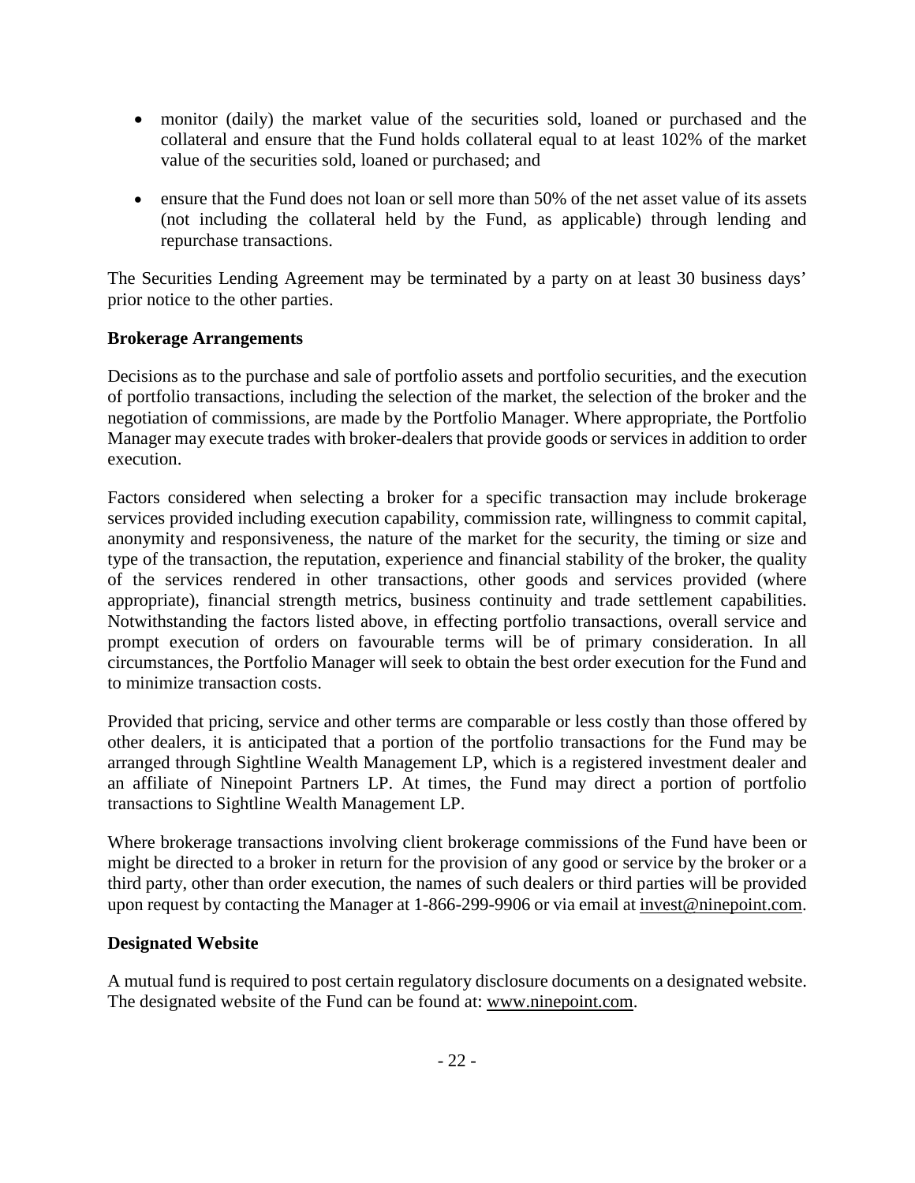- monitor (daily) the market value of the securities sold, loaned or purchased and the collateral and ensure that the Fund holds collateral equal to at least 102% of the market value of the securities sold, loaned or purchased; and

- ensure that the Fund does not loan or sell more than 50% of the net asset value of its assets (not including the collateral held by the Fund, as applicable) through lending and repurchase transactions.

The Securities Lending Agreement may be terminated by a party on at least 30 business days' prior notice to the other parties.

**Brokerage Arrangements**

Decisions as to the purchase and sale of portfolio assets and portfolio securities, and the execution of portfolio transactions, including the selection of the market, the selection of the broker and the negotiation of commissions, are made by the Portfolio Manager. Where appropriate, the Portfolio Manager may execute trades with broker-dealers that provide goods or services in addition to order execution.

Factors considered when selecting a broker for a specific transaction may include brokerage services provided including execution capability, commission rate, willingness to commit capital, anonymity and responsiveness, the nature of the market for the security, the timing or size and type of the transaction, the reputation, experience and financial stability of the broker, the quality of the services rendered in other transactions, other goods and services provided (where appropriate), financial strength metrics, business continuity and trade settlement capabilities. Notwithstanding the factors listed above, in effecting portfolio transactions, overall service and prompt execution of orders on favourable terms will be of primary consideration. In all circumstances, the Portfolio Manager will seek to obtain the best order execution for the Fund and to minimize transaction costs.

Provided that pricing, service and other terms are comparable or less costly than those offered by other dealers, it is anticipated that a portion of the portfolio transactions for the Fund may be arranged through Sightline Wealth Management LP, which is a registered investment dealer and an affiliate of Ninepoint Partners LP. At times, the Fund may direct a portion of portfolio transactions to Sightline Wealth Management LP.

Where brokerage transactions involving client brokerage commissions of the Fund have been or might be directed to a broker in return for the provision of any good or service by the broker or a third party, other than order execution, the names of such dealers or third parties will be provided upon request by contacting the Manager at 1-866-299-9906 or via email at invest@ninepoint.com.

**Designated Website**

A mutual fund is required to post certain regulatory disclosure documents on a designated website. The designated website of the Fund can be found at: www.ninepoint.com.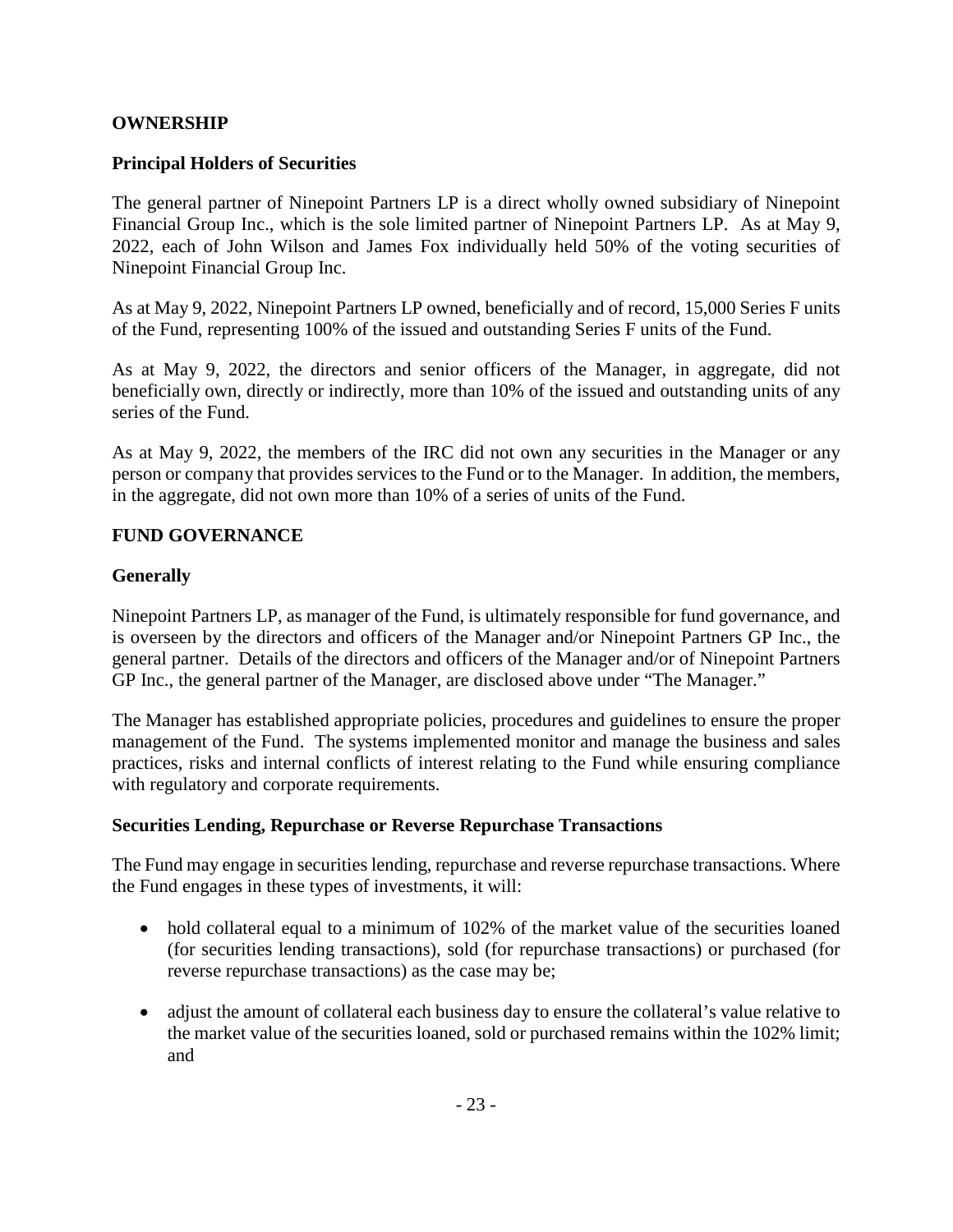## OWNERSHIP

### Principal Holders of Securities

The general partner of Ninepoint Partners LP is a direct wholly owned subsidiary of Ninepoint Financial Group Inc., which is the sole limited partner of Ninepoint Partners LP. As at May 9, 2022, each of John Wilson and James Fox individually held 50% of the voting securities of Ninepoint Financial Group Inc.

As at May 9, 2022, Ninepoint Partners LP owned, beneficially and of record, 15,000 Series F units of the Fund, representing 100% of the issued and outstanding Series F units of the Fund.

As at May 9, 2022, the directors and senior officers of the Manager, in aggregate, did not beneficially own, directly or indirectly, more than 10% of the issued and outstanding units of any series of the Fund.

As at May 9, 2022, the members of the IRC did not own any securities in the Manager or any person or company that provides services to the Fund or to the Manager. In addition, the members, in the aggregate, did not own more than 10% of a series of units of the Fund.

## FUND GOVERNANCE

### Generally

Ninepoint Partners LP, as manager of the Fund, is ultimately responsible for fund governance, and is overseen by the directors and officers of the Manager and/or Ninepoint Partners GP Inc., the general partner. Details of the directors and officers of the Manager and/or of Ninepoint Partners GP Inc., the general partner of the Manager, are disclosed above under "The Manager."

The Manager has established appropriate policies, procedures and guidelines to ensure the proper management of the Fund. The systems implemented monitor and manage the business and sales practices, risks and internal conflicts of interest relating to the Fund while ensuring compliance with regulatory and corporate requirements.

### Securities Lending, Repurchase or Reverse Repurchase Transactions

The Fund may engage in securities lending, repurchase and reverse repurchase transactions. Where the Fund engages in these types of investments, it will:

- hold collateral equal to a minimum of 102% of the market value of the securities loaned (for securities lending transactions), sold (for repurchase transactions) or purchased (for reverse repurchase transactions) as the case may be;
- adjust the amount of collateral each business day to ensure the collateral's value relative to the market value of the securities loaned, sold or purchased remains within the 102% limit; and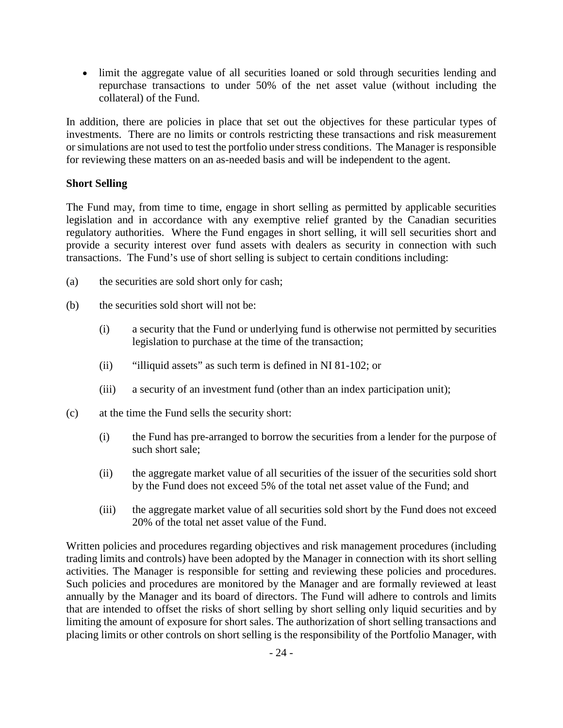- limit the aggregate value of all securities loaned or sold through securities lending and repurchase transactions to under 50% of the net asset value (without including the collateral) of the Fund.

In addition, there are policies in place that set out the objectives for these particular types of investments. There are no limits or controls restricting these transactions and risk measurement or simulations are not used to test the portfolio under stress conditions. The Manager is responsible for reviewing these matters on an as-needed basis and will be independent to the agent.

**Short Selling**

The Fund may, from time to time, engage in short selling as permitted by applicable securities legislation and in accordance with any exemptive relief granted by the Canadian securities regulatory authorities. Where the Fund engages in short selling, it will sell securities short and provide a security interest over fund assets with dealers as security in connection with such transactions. The Fund's use of short selling is subject to certain conditions including:

(a) the securities are sold short only for cash;

(b) the securities sold short will not be:

  (i) a security that the Fund or underlying fund is otherwise not permitted by securities legislation to purchase at the time of the transaction;

  (ii) "illiquid assets" as such term is defined in NI 81-102; or

  (iii) a security of an investment fund (other than an index participation unit);

(c) at the time the Fund sells the security short:

  (i) the Fund has pre-arranged to borrow the securities from a lender for the purpose of such short sale;

  (ii) the aggregate market value of all securities of the issuer of the securities sold short by the Fund does not exceed 5% of the total net asset value of the Fund; and

  (iii) the aggregate market value of all securities sold short by the Fund does not exceed 20% of the total net asset value of the Fund.

Written policies and procedures regarding objectives and risk management procedures (including trading limits and controls) have been adopted by the Manager in connection with its short selling activities. The Manager is responsible for setting and reviewing these policies and procedures. Such policies and procedures are monitored by the Manager and are formally reviewed at least annually by the Manager and its board of directors. The Fund will adhere to controls and limits that are intended to offset the risks of short selling by short selling only liquid securities and by limiting the amount of exposure for short sales. The authorization of short selling transactions and placing limits or other controls on short selling is the responsibility of the Portfolio Manager, with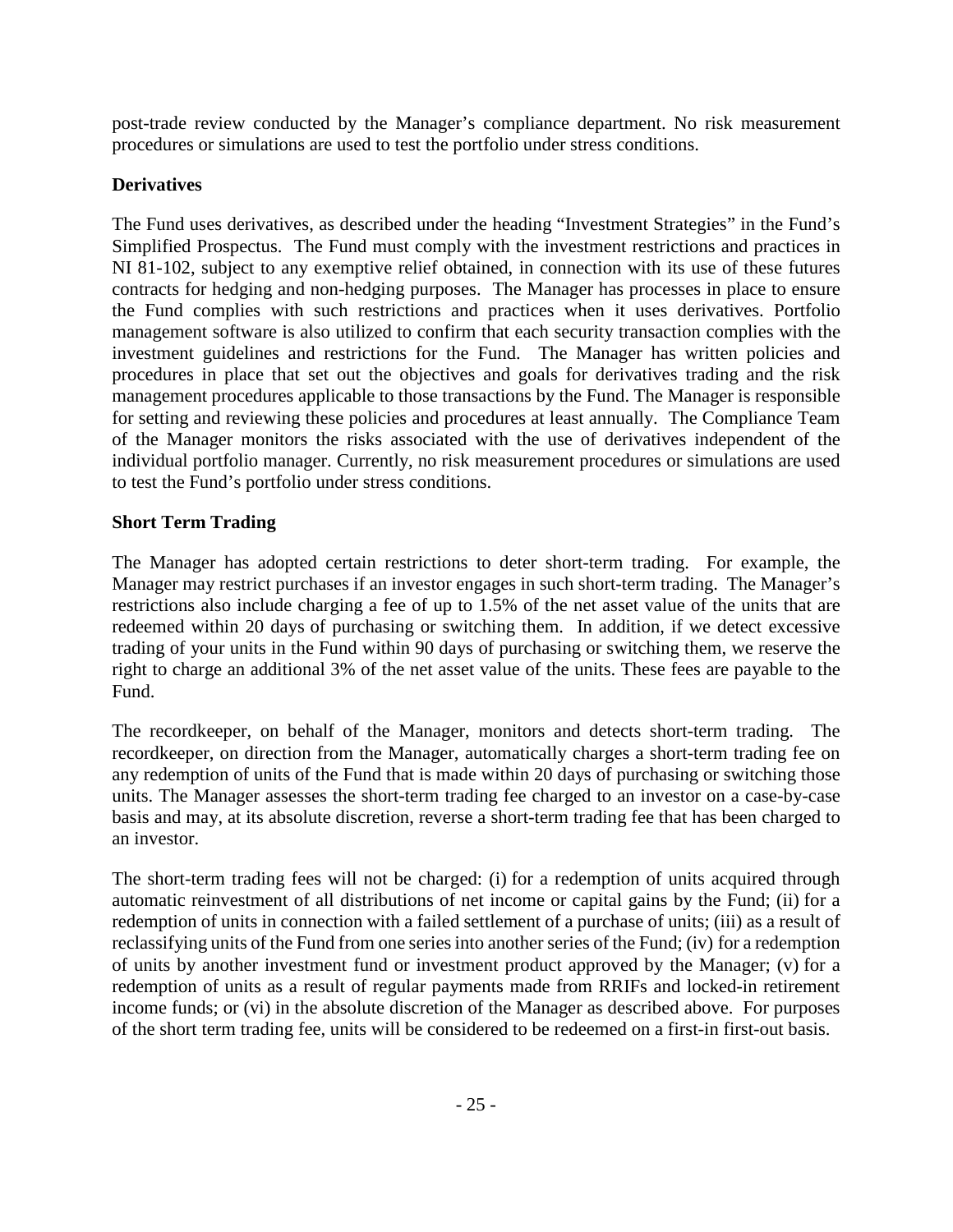post-trade review conducted by the Manager's compliance department. No risk measurement procedures or simulations are used to test the portfolio under stress conditions.

## Derivatives

The Fund uses derivatives, as described under the heading "Investment Strategies" in the Fund's Simplified Prospectus. The Fund must comply with the investment restrictions and practices in NI 81-102, subject to any exemptive relief obtained, in connection with its use of these futures contracts for hedging and non-hedging purposes. The Manager has processes in place to ensure the Fund complies with such restrictions and practices when it uses derivatives. Portfolio management software is also utilized to confirm that each security transaction complies with the investment guidelines and restrictions for the Fund. The Manager has written policies and procedures in place that set out the objectives and goals for derivatives trading and the risk management procedures applicable to those transactions by the Fund. The Manager is responsible for setting and reviewing these policies and procedures at least annually. The Compliance Team of the Manager monitors the risks associated with the use of derivatives independent of the individual portfolio manager. Currently, no risk measurement procedures or simulations are used to test the Fund's portfolio under stress conditions.

## Short Term Trading

The Manager has adopted certain restrictions to deter short-term trading. For example, the Manager may restrict purchases if an investor engages in such short-term trading. The Manager's restrictions also include charging a fee of up to 1.5% of the net asset value of the units that are redeemed within 20 days of purchasing or switching them. In addition, if we detect excessive trading of your units in the Fund within 90 days of purchasing or switching them, we reserve the right to charge an additional 3% of the net asset value of the units. These fees are payable to the Fund.

The recordkeeper, on behalf of the Manager, monitors and detects short-term trading. The recordkeeper, on direction from the Manager, automatically charges a short-term trading fee on any redemption of units of the Fund that is made within 20 days of purchasing or switching those units. The Manager assesses the short-term trading fee charged to an investor on a case-by-case basis and may, at its absolute discretion, reverse a short-term trading fee that has been charged to an investor.

The short-term trading fees will not be charged: (i) for a redemption of units acquired through automatic reinvestment of all distributions of net income or capital gains by the Fund; (ii) for a redemption of units in connection with a failed settlement of a purchase of units; (iii) as a result of reclassifying units of the Fund from one series into another series of the Fund; (iv) for a redemption of units by another investment fund or investment product approved by the Manager; (v) for a redemption of units as a result of regular payments made from RRIFs and locked-in retirement income funds; or (vi) in the absolute discretion of the Manager as described above. For purposes of the short term trading fee, units will be considered to be redeemed on a first-in first-out basis.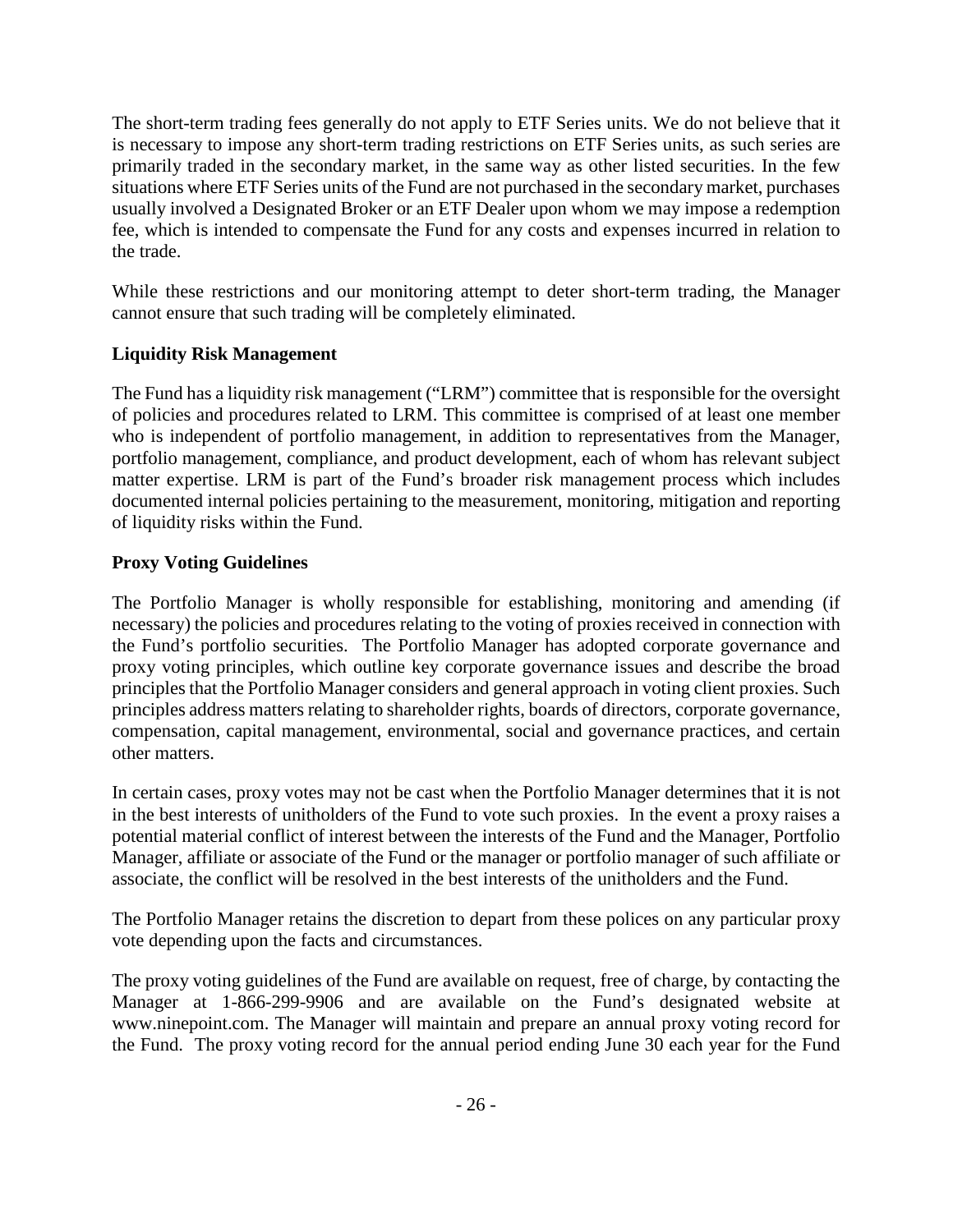The short-term trading fees generally do not apply to ETF Series units. We do not believe that it is necessary to impose any short-term trading restrictions on ETF Series units, as such series are primarily traded in the secondary market, in the same way as other listed securities. In the few situations where ETF Series units of the Fund are not purchased in the secondary market, purchases usually involved a Designated Broker or an ETF Dealer upon whom we may impose a redemption fee, which is intended to compensate the Fund for any costs and expenses incurred in relation to the trade.

While these restrictions and our monitoring attempt to deter short-term trading, the Manager cannot ensure that such trading will be completely eliminated.

**Liquidity Risk Management**

The Fund has a liquidity risk management ("LRM") committee that is responsible for the oversight of policies and procedures related to LRM. This committee is comprised of at least one member who is independent of portfolio management, in addition to representatives from the Manager, portfolio management, compliance, and product development, each of whom has relevant subject matter expertise. LRM is part of the Fund's broader risk management process which includes documented internal policies pertaining to the measurement, monitoring, mitigation and reporting of liquidity risks within the Fund.

**Proxy Voting Guidelines**

The Portfolio Manager is wholly responsible for establishing, monitoring and amending (if necessary) the policies and procedures relating to the voting of proxies received in connection with the Fund's portfolio securities. The Portfolio Manager has adopted corporate governance and proxy voting principles, which outline key corporate governance issues and describe the broad principles that the Portfolio Manager considers and general approach in voting client proxies. Such principles address matters relating to shareholder rights, boards of directors, corporate governance, compensation, capital management, environmental, social and governance practices, and certain other matters.

In certain cases, proxy votes may not be cast when the Portfolio Manager determines that it is not in the best interests of unitholders of the Fund to vote such proxies. In the event a proxy raises a potential material conflict of interest between the interests of the Fund and the Manager, Portfolio Manager, affiliate or associate of the Fund or the manager or portfolio manager of such affiliate or associate, the conflict will be resolved in the best interests of the unitholders and the Fund.

The Portfolio Manager retains the discretion to depart from these polices on any particular proxy vote depending upon the facts and circumstances.

The proxy voting guidelines of the Fund are available on request, free of charge, by contacting the Manager at 1-866-299-9906 and are available on the Fund's designated website at www.ninepoint.com. The Manager will maintain and prepare an annual proxy voting record for the Fund. The proxy voting record for the annual period ending June 30 each year for the Fund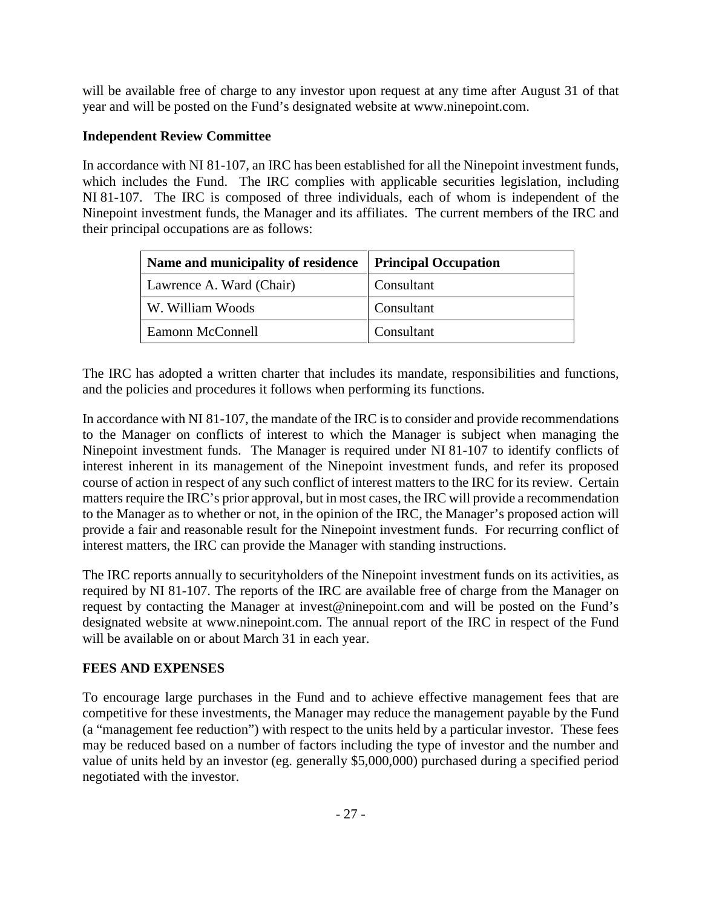will be available free of charge to any investor upon request at any time after August 31 of that year and will be posted on the Fund's designated website at www.ninepoint.com.

**Independent Review Committee**

In accordance with NI 81-107, an IRC has been established for all the Ninepoint investment funds, which includes the Fund. The IRC complies with applicable securities legislation, including NI 81-107. The IRC is composed of three individuals, each of whom is independent of the Ninepoint investment funds, the Manager and its affiliates. The current members of the IRC and their principal occupations are as follows:

| Name and municipality of residence | Principal Occupation |
|---|---|
| Lawrence A. Ward (Chair) | Consultant |
| W. William Woods | Consultant |
| Eamonn McConnell | Consultant |

The IRC has adopted a written charter that includes its mandate, responsibilities and functions, and the policies and procedures it follows when performing its functions.

In accordance with NI 81-107, the mandate of the IRC is to consider and provide recommendations to the Manager on conflicts of interest to which the Manager is subject when managing the Ninepoint investment funds. The Manager is required under NI 81-107 to identify conflicts of interest inherent in its management of the Ninepoint investment funds, and refer its proposed course of action in respect of any such conflict of interest matters to the IRC for its review. Certain matters require the IRC's prior approval, but in most cases, the IRC will provide a recommendation to the Manager as to whether or not, in the opinion of the IRC, the Manager's proposed action will provide a fair and reasonable result for the Ninepoint investment funds. For recurring conflict of interest matters, the IRC can provide the Manager with standing instructions.

The IRC reports annually to securityholders of the Ninepoint investment funds on its activities, as required by NI 81-107. The reports of the IRC are available free of charge from the Manager on request by contacting the Manager at invest@ninepoint.com and will be posted on the Fund's designated website at www.ninepoint.com. The annual report of the IRC in respect of the Fund will be available on or about March 31 in each year.

## FEES AND EXPENSES

To encourage large purchases in the Fund and to achieve effective management fees that are competitive for these investments, the Manager may reduce the management payable by the Fund (a "management fee reduction") with respect to the units held by a particular investor. These fees may be reduced based on a number of factors including the type of investor and the number and value of units held by an investor (eg. generally $5,000,000) purchased during a specified period negotiated with the investor.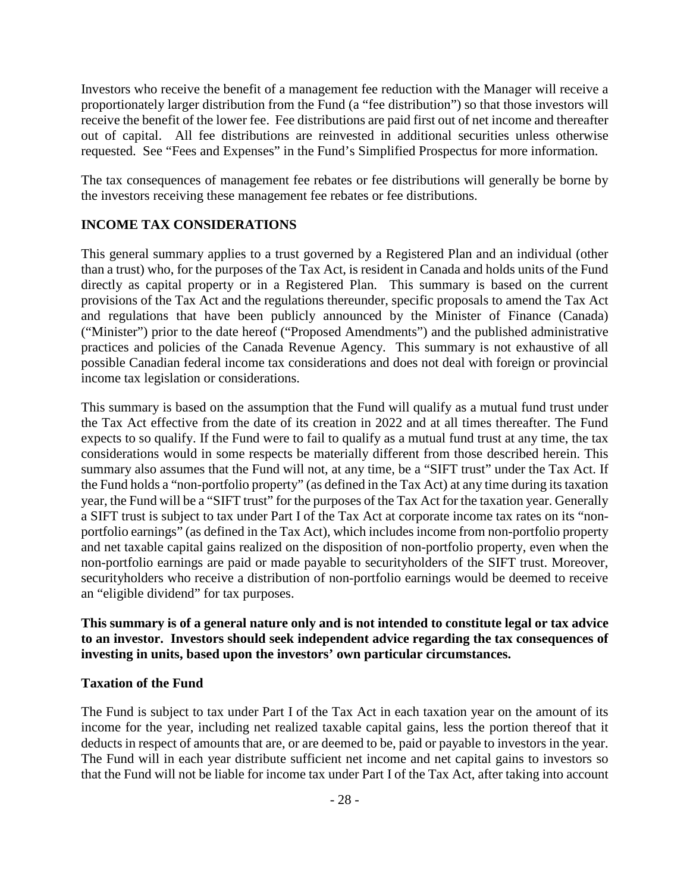Investors who receive the benefit of a management fee reduction with the Manager will receive a proportionately larger distribution from the Fund (a "fee distribution") so that those investors will receive the benefit of the lower fee. Fee distributions are paid first out of net income and thereafter out of capital. All fee distributions are reinvested in additional securities unless otherwise requested. See "Fees and Expenses" in the Fund's Simplified Prospectus for more information.

The tax consequences of management fee rebates or fee distributions will generally be borne by the investors receiving these management fee rebates or fee distributions.

## INCOME TAX CONSIDERATIONS

This general summary applies to a trust governed by a Registered Plan and an individual (other than a trust) who, for the purposes of the Tax Act, is resident in Canada and holds units of the Fund directly as capital property or in a Registered Plan. This summary is based on the current provisions of the Tax Act and the regulations thereunder, specific proposals to amend the Tax Act and regulations that have been publicly announced by the Minister of Finance (Canada) ("Minister") prior to the date hereof ("Proposed Amendments") and the published administrative practices and policies of the Canada Revenue Agency. This summary is not exhaustive of all possible Canadian federal income tax considerations and does not deal with foreign or provincial income tax legislation or considerations.

This summary is based on the assumption that the Fund will qualify as a mutual fund trust under the Tax Act effective from the date of its creation in 2022 and at all times thereafter. The Fund expects to so qualify. If the Fund were to fail to qualify as a mutual fund trust at any time, the tax considerations would in some respects be materially different from those described herein. This summary also assumes that the Fund will not, at any time, be a "SIFT trust" under the Tax Act. If the Fund holds a "non-portfolio property" (as defined in the Tax Act) at any time during its taxation year, the Fund will be a "SIFT trust" for the purposes of the Tax Act for the taxation year. Generally a SIFT trust is subject to tax under Part I of the Tax Act at corporate income tax rates on its "non-portfolio earnings" (as defined in the Tax Act), which includes income from non-portfolio property and net taxable capital gains realized on the disposition of non-portfolio property, even when the non-portfolio earnings are paid or made payable to securityholders of the SIFT trust. Moreover, securityholders who receive a distribution of non-portfolio earnings would be deemed to receive an "eligible dividend" for tax purposes.

**This summary is of a general nature only and is not intended to constitute legal or tax advice to an investor. Investors should seek independent advice regarding the tax consequences of investing in units, based upon the investors' own particular circumstances.**

### Taxation of the Fund

The Fund is subject to tax under Part I of the Tax Act in each taxation year on the amount of its income for the year, including net realized taxable capital gains, less the portion thereof that it deducts in respect of amounts that are, or are deemed to be, paid or payable to investors in the year. The Fund will in each year distribute sufficient net income and net capital gains to investors so that the Fund will not be liable for income tax under Part I of the Tax Act, after taking into account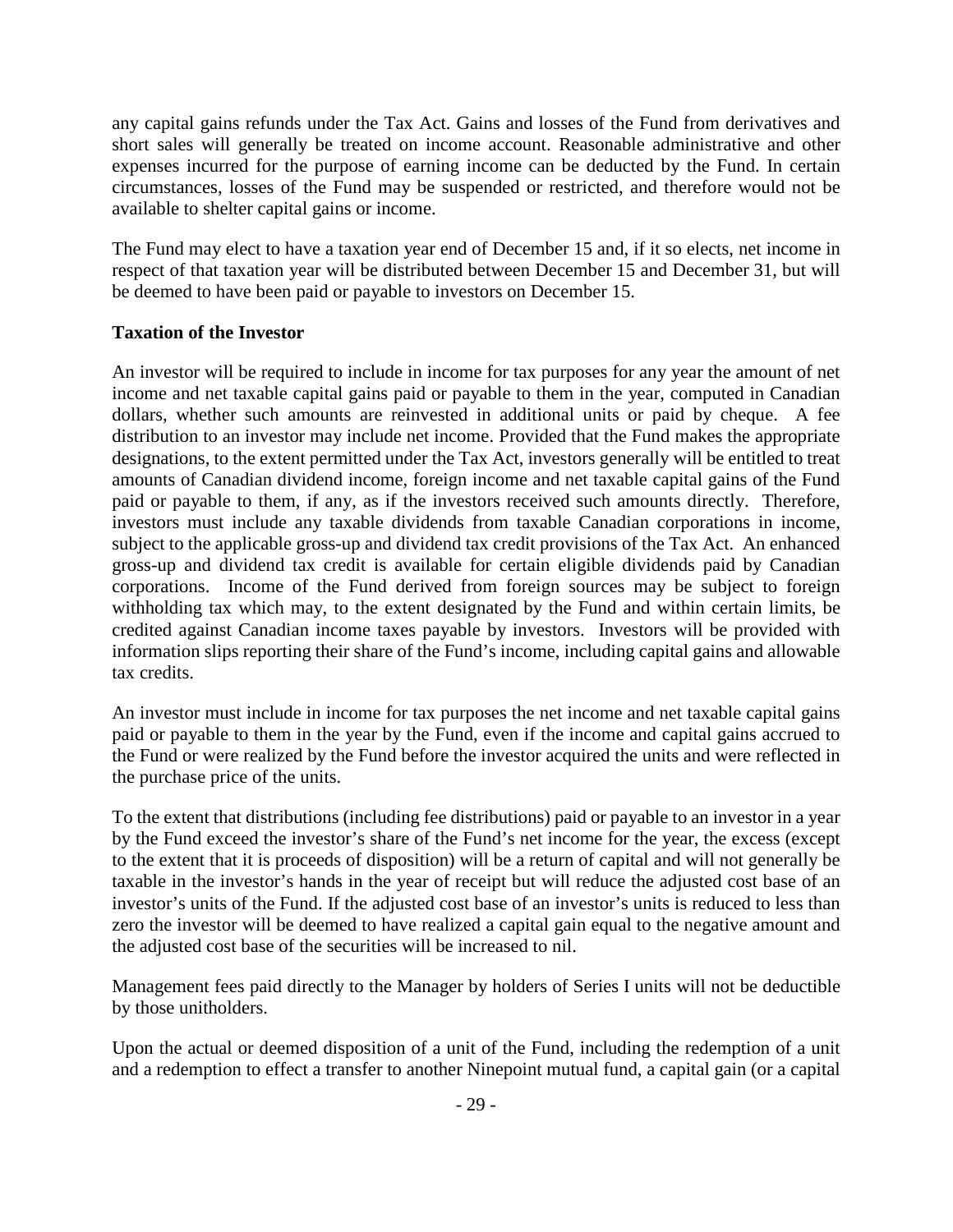any capital gains refunds under the Tax Act. Gains and losses of the Fund from derivatives and short sales will generally be treated on income account. Reasonable administrative and other expenses incurred for the purpose of earning income can be deducted by the Fund. In certain circumstances, losses of the Fund may be suspended or restricted, and therefore would not be available to shelter capital gains or income.

The Fund may elect to have a taxation year end of December 15 and, if it so elects, net income in respect of that taxation year will be distributed between December 15 and December 31, but will be deemed to have been paid or payable to investors on December 15.

**Taxation of the Investor**

An investor will be required to include in income for tax purposes for any year the amount of net income and net taxable capital gains paid or payable to them in the year, computed in Canadian dollars, whether such amounts are reinvested in additional units or paid by cheque. A fee distribution to an investor may include net income. Provided that the Fund makes the appropriate designations, to the extent permitted under the Tax Act, investors generally will be entitled to treat amounts of Canadian dividend income, foreign income and net taxable capital gains of the Fund paid or payable to them, if any, as if the investors received such amounts directly. Therefore, investors must include any taxable dividends from taxable Canadian corporations in income, subject to the applicable gross-up and dividend tax credit provisions of the Tax Act. An enhanced gross-up and dividend tax credit is available for certain eligible dividends paid by Canadian corporations. Income of the Fund derived from foreign sources may be subject to foreign withholding tax which may, to the extent designated by the Fund and within certain limits, be credited against Canadian income taxes payable by investors. Investors will be provided with information slips reporting their share of the Fund's income, including capital gains and allowable tax credits.

An investor must include in income for tax purposes the net income and net taxable capital gains paid or payable to them in the year by the Fund, even if the income and capital gains accrued to the Fund or were realized by the Fund before the investor acquired the units and were reflected in the purchase price of the units.

To the extent that distributions (including fee distributions) paid or payable to an investor in a year by the Fund exceed the investor's share of the Fund's net income for the year, the excess (except to the extent that it is proceeds of disposition) will be a return of capital and will not generally be taxable in the investor's hands in the year of receipt but will reduce the adjusted cost base of an investor's units of the Fund. If the adjusted cost base of an investor's units is reduced to less than zero the investor will be deemed to have realized a capital gain equal to the negative amount and the adjusted cost base of the securities will be increased to nil.

Management fees paid directly to the Manager by holders of Series I units will not be deductible by those unitholders.

Upon the actual or deemed disposition of a unit of the Fund, including the redemption of a unit and a redemption to effect a transfer to another Ninepoint mutual fund, a capital gain (or a capital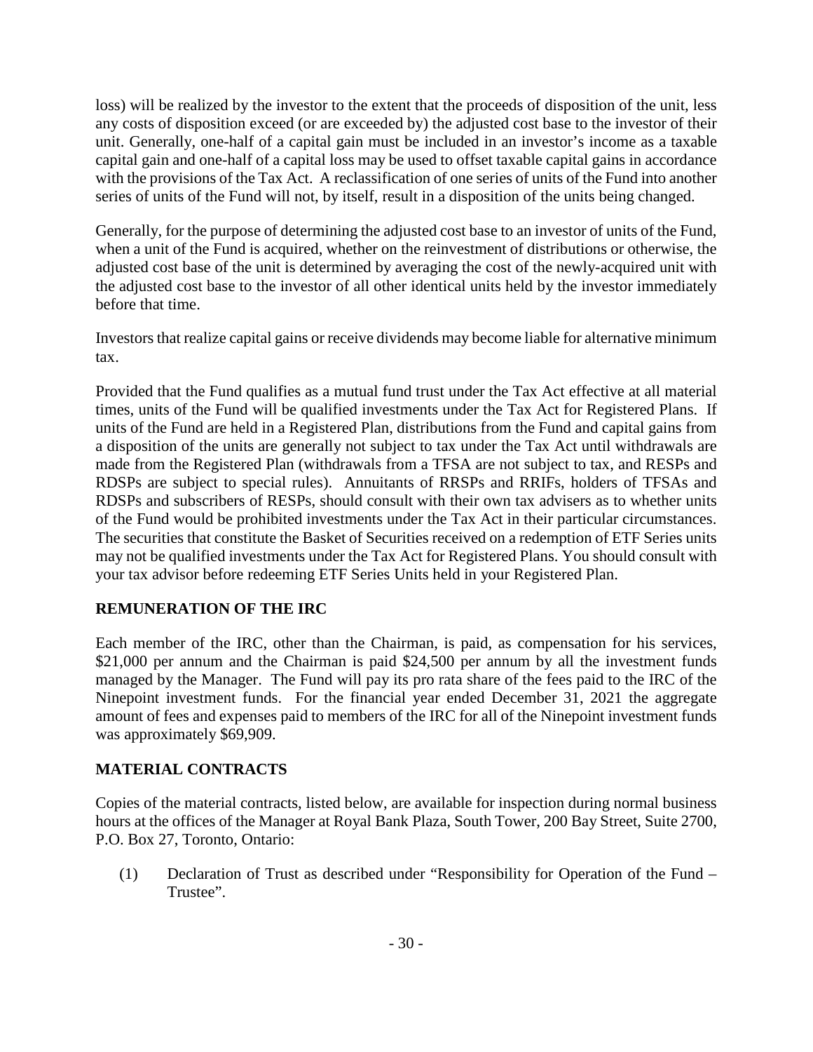loss) will be realized by the investor to the extent that the proceeds of disposition of the unit, less any costs of disposition exceed (or are exceeded by) the adjusted cost base to the investor of their unit. Generally, one-half of a capital gain must be included in an investor's income as a taxable capital gain and one-half of a capital loss may be used to offset taxable capital gains in accordance with the provisions of the Tax Act. A reclassification of one series of units of the Fund into another series of units of the Fund will not, by itself, result in a disposition of the units being changed.

Generally, for the purpose of determining the adjusted cost base to an investor of units of the Fund, when a unit of the Fund is acquired, whether on the reinvestment of distributions or otherwise, the adjusted cost base of the unit is determined by averaging the cost of the newly-acquired unit with the adjusted cost base to the investor of all other identical units held by the investor immediately before that time.

Investors that realize capital gains or receive dividends may become liable for alternative minimum tax.

Provided that the Fund qualifies as a mutual fund trust under the Tax Act effective at all material times, units of the Fund will be qualified investments under the Tax Act for Registered Plans. If units of the Fund are held in a Registered Plan, distributions from the Fund and capital gains from a disposition of the units are generally not subject to tax under the Tax Act until withdrawals are made from the Registered Plan (withdrawals from a TFSA are not subject to tax, and RESPs and RDSPs are subject to special rules). Annuitants of RRSPs and RRIFs, holders of TFSAs and RDSPs and subscribers of RESPs, should consult with their own tax advisers as to whether units of the Fund would be prohibited investments under the Tax Act in their particular circumstances. The securities that constitute the Basket of Securities received on a redemption of ETF Series units may not be qualified investments under the Tax Act for Registered Plans. You should consult with your tax advisor before redeeming ETF Series Units held in your Registered Plan.

## REMUNERATION OF THE IRC

Each member of the IRC, other than the Chairman, is paid, as compensation for his services, \$21,000 per annum and the Chairman is paid \$24,500 per annum by all the investment funds managed by the Manager. The Fund will pay its pro rata share of the fees paid to the IRC of the Ninepoint investment funds. For the financial year ended December 31, 2021 the aggregate amount of fees and expenses paid to members of the IRC for all of the Ninepoint investment funds was approximately \$69,909.

## MATERIAL CONTRACTS

Copies of the material contracts, listed below, are available for inspection during normal business hours at the offices of the Manager at Royal Bank Plaza, South Tower, 200 Bay Street, Suite 2700, P.O. Box 27, Toronto, Ontario:

(1) Declaration of Trust as described under "Responsibility for Operation of the Fund – Trustee".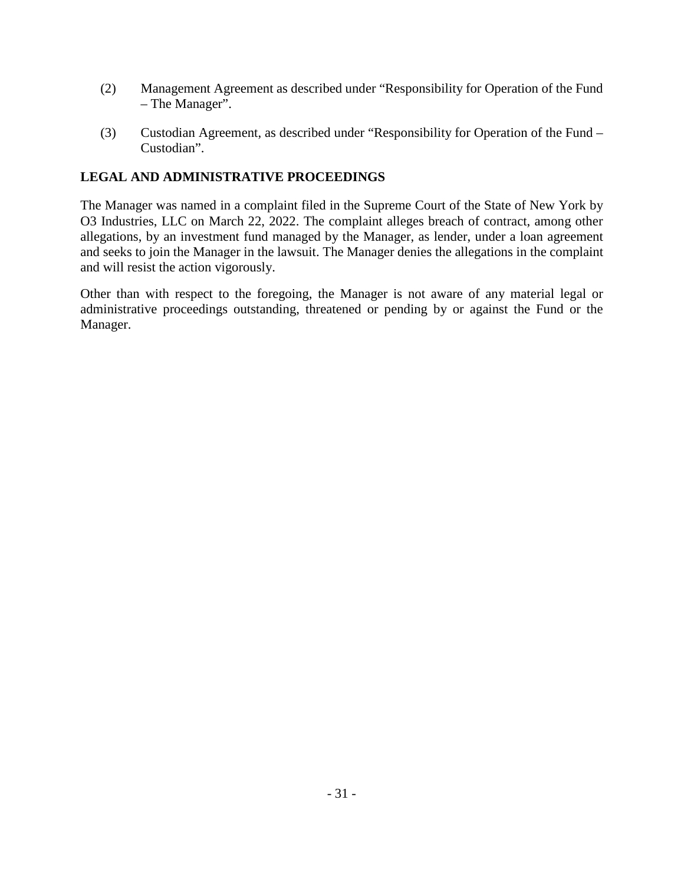(2) Management Agreement as described under “Responsibility for Operation of the Fund – The Manager”.

(3) Custodian Agreement, as described under “Responsibility for Operation of the Fund – Custodian”.

## LEGAL AND ADMINISTRATIVE PROCEEDINGS

The Manager was named in a complaint filed in the Supreme Court of the State of New York by O3 Industries, LLC on March 22, 2022. The complaint alleges breach of contract, among other allegations, by an investment fund managed by the Manager, as lender, under a loan agreement and seeks to join the Manager in the lawsuit. The Manager denies the allegations in the complaint and will resist the action vigorously.

Other than with respect to the foregoing, the Manager is not aware of any material legal or administrative proceedings outstanding, threatened or pending by or against the Fund or the Manager.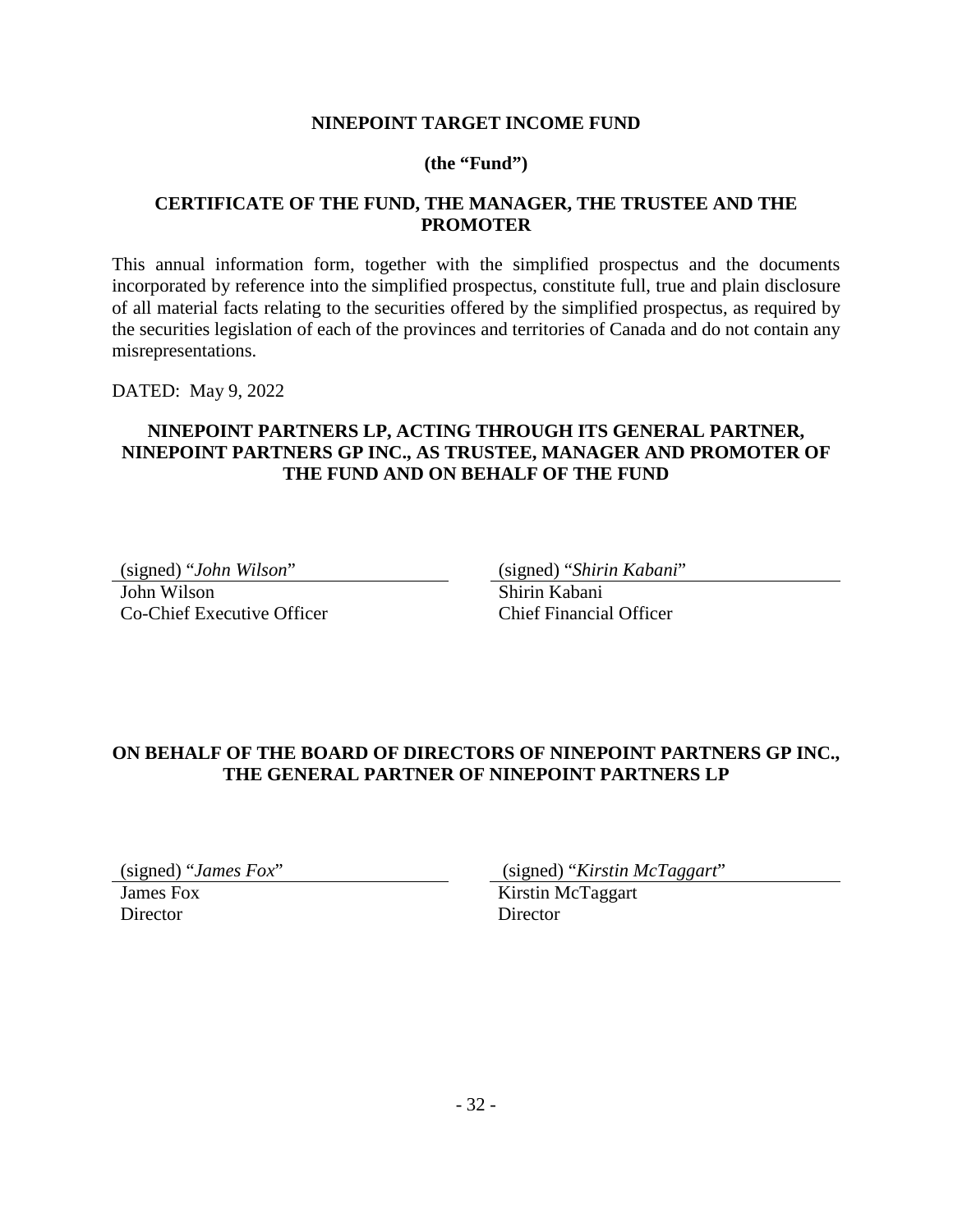**NINEPOINT TARGET INCOME FUND**

**(the "Fund")**

**CERTIFICATE OF THE FUND, THE MANAGER, THE TRUSTEE AND THE PROMOTER**

This annual information form, together with the simplified prospectus and the documents incorporated by reference into the simplified prospectus, constitute full, true and plain disclosure of all material facts relating to the securities offered by the simplified prospectus, as required by the securities legislation of each of the provinces and territories of Canada and do not contain any misrepresentations.

DATED: May 9, 2022

**NINEPOINT PARTNERS LP, ACTING THROUGH ITS GENERAL PARTNER, NINEPOINT PARTNERS GP INC., AS TRUSTEE, MANAGER AND PROMOTER OF THE FUND AND ON BEHALF OF THE FUND**

| | |
|---|---|
| (signed) "*John Wilson*" | (signed) "*Shirin Kabani*" |
| John Wilson<br>Co-Chief Executive Officer | Shirin Kabani<br>Chief Financial Officer |

**ON BEHALF OF THE BOARD OF DIRECTORS OF NINEPOINT PARTNERS GP INC., THE GENERAL PARTNER OF NINEPOINT PARTNERS LP**

| | |
|---|---|
| (signed) "*James Fox*" | (signed) "*Kirstin McTaggart*" |
| James Fox<br>Director | Kirstin McTaggart<br>Director |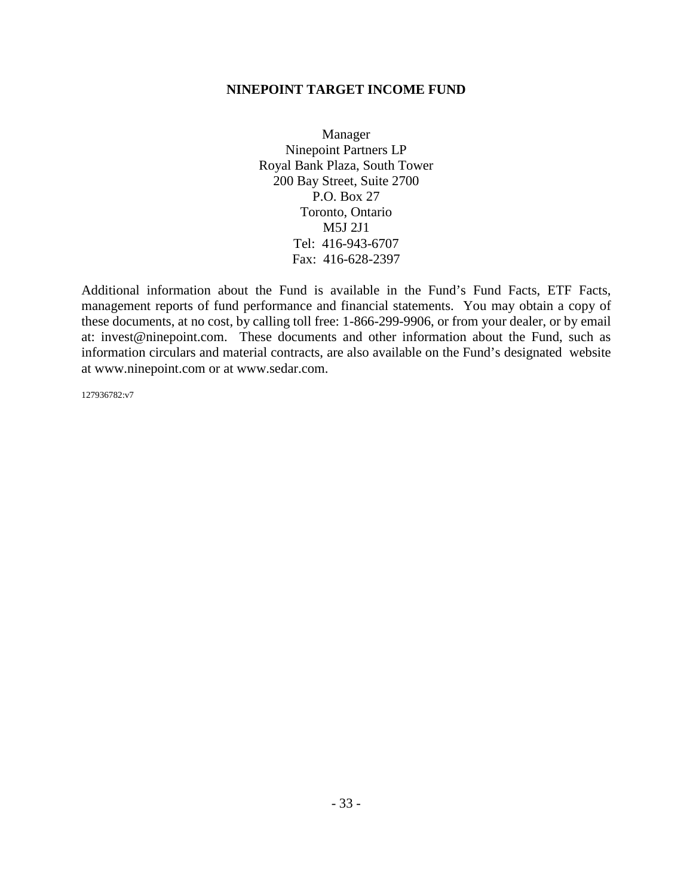**NINEPOINT TARGET INCOME FUND**

Manager
Ninepoint Partners LP
Royal Bank Plaza, South Tower
200 Bay Street, Suite 2700
P.O. Box 27
Toronto, Ontario
M5J 2J1
Tel: 416-943-6707
Fax: 416-628-2397

Additional information about the Fund is available in the Fund's Fund Facts, ETF Facts, management reports of fund performance and financial statements. You may obtain a copy of these documents, at no cost, by calling toll free: 1-866-299-9906, or from your dealer, or by email at: invest@ninepoint.com. These documents and other information about the Fund, such as information circulars and material contracts, are also available on the Fund's designated website at www.ninepoint.com or at www.sedar.com.

127936782:v7